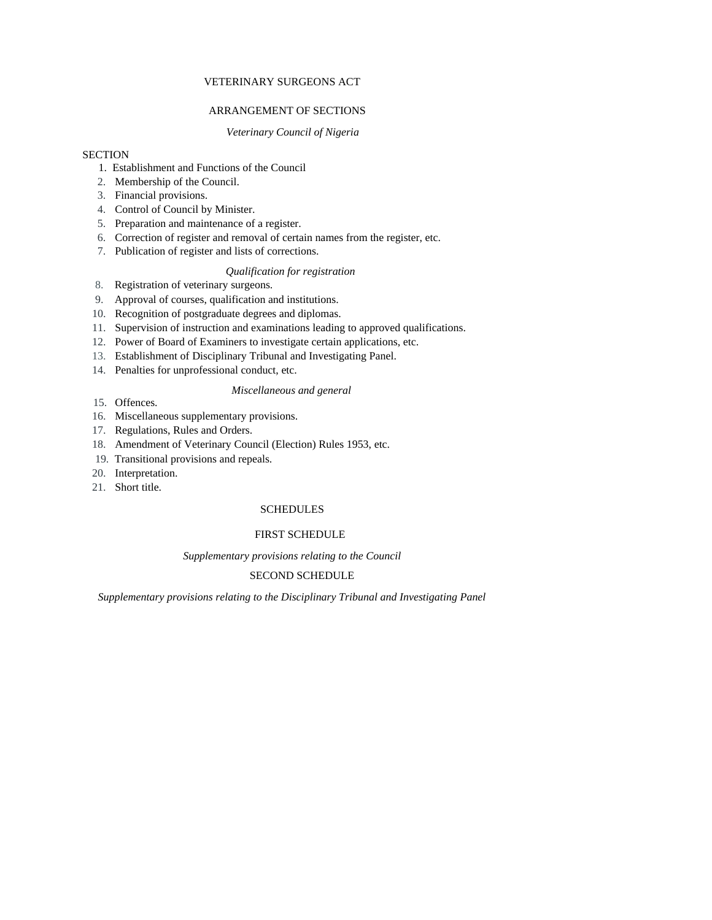# VETERINARY SURGEONS ACT

## ARRANGEMENT OF SECTIONS

*Veterinary Council of Nigeria*

SECTION

1. Establishment and Functions of the Council
2. Membership of the Council.
3. Financial provisions.
4. Control of Council by Minister.
5. Preparation and maintenance of a register.
6. Correction of register and removal of certain names from the register, etc.
7. Publication of register and lists of corrections.

*Qualification for registration*

8. Registration of veterinary surgeons.
9. Approval of courses, qualification and institutions.
10. Recognition of postgraduate degrees and diplomas.
11. Supervision of instruction and examinations leading to approved qualifications.
12. Power of Board of Examiners to investigate certain applications, etc.
13. Establishment of Disciplinary Tribunal and Investigating Panel.
14. Penalties for unprofessional conduct, etc.

*Miscellaneous and general*

15. Offences.
16. Miscellaneous supplementary provisions.
17. Regulations, Rules and Orders.
18. Amendment of Veterinary Council (Election) Rules 1953, etc.
19. Transitional provisions and repeals.
20. Interpretation.
21. Short title.

SCHEDULES

FIRST SCHEDULE

*Supplementary provisions relating to the Council*

SECOND SCHEDULE

*Supplementary provisions relating to the Disciplinary Tribunal and Investigating Panel*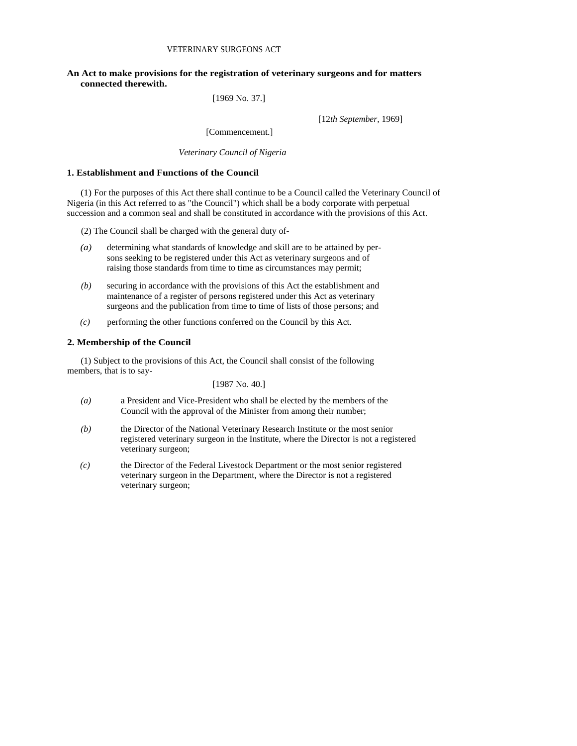VETERINARY SURGEONS ACT

**An Act to make provisions for the registration of veterinary surgeons and for matters connected therewith.**

[1969 No. 37.]

[12*th September,* 1969]

[Commencement.]

*Veterinary Council of Nigeria*

### 1. Establishment and Functions of the Council

(1) For the purposes of this Act there shall continue to be a Council called the Veterinary Council of Nigeria (in this Act referred to as "the Council") which shall be a body corporate with perpetual succession and a common seal and shall be constituted in accordance with the provisions of this Act.

(2) The Council shall be charged with the general duty of-

*(a)* determining what standards of knowledge and skill are to be attained by persons seeking to be registered under this Act as veterinary surgeons and of raising those standards from time to time as circumstances may permit;

*(b)* securing in accordance with the provisions of this Act the establishment and maintenance of a register of persons registered under this Act as veterinary surgeons and the publication from time to time of lists of those persons; and

*(c)* performing the other functions conferred on the Council by this Act.

### 2. Membership of the Council

(1) Subject to the provisions of this Act, the Council shall consist of the following members, that is to say-

[1987 No. 40.]

*(a)* a President and Vice-President who shall be elected by the members of the Council with the approval of the Minister from among their number;

*(b)* the Director of the National Veterinary Research Institute or the most senior registered veterinary surgeon in the Institute, where the Director is not a registered veterinary surgeon;

*(c)* the Director of the Federal Livestock Department or the most senior registered veterinary surgeon in the Department, where the Director is not a registered veterinary surgeon;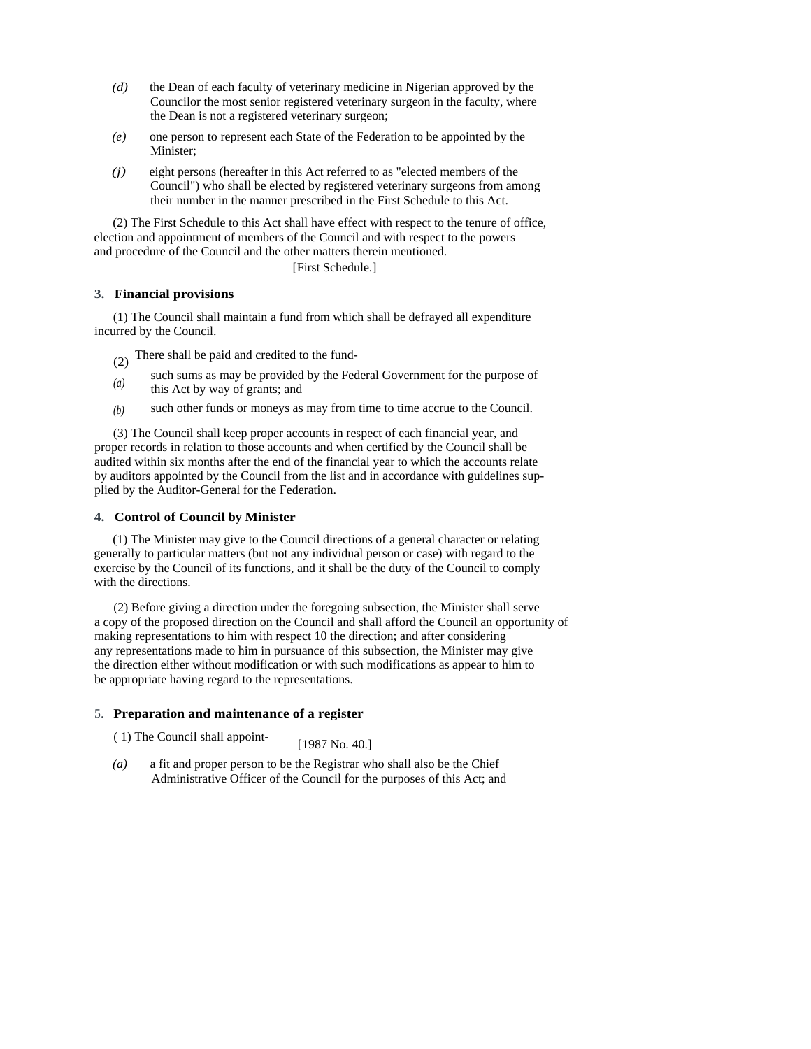*(d)* the Dean of each faculty of veterinary medicine in Nigerian approved by the Councilor the most senior registered veterinary surgeon in the faculty, where the Dean is not a registered veterinary surgeon;

*(e)* one person to represent each State of the Federation to be appointed by the Minister;

*(j)* eight persons (hereafter in this Act referred to as "elected members of the Council") who shall be elected by registered veterinary surgeons from among their number in the manner prescribed in the First Schedule to this Act.

(2) The First Schedule to this Act shall have effect with respect to the tenure of office, election and appointment of members of the Council and with respect to the powers and procedure of the Council and the other matters therein mentioned.

[First Schedule.]

**3. Financial provisions**

(1) The Council shall maintain a fund from which shall be defrayed all expenditure incurred by the Council.

(2) There shall be paid and credited to the fund-

*(a)* such sums as may be provided by the Federal Government for the purpose of this Act by way of grants; and

*(b)* such other funds or moneys as may from time to time accrue to the Council.

(3) The Council shall keep proper accounts in respect of each financial year, and proper records in relation to those accounts and when certified by the Council shall be audited within six months after the end of the financial year to which the accounts relate by auditors appointed by the Council from the list and in accordance with guidelines supplied by the Auditor-General for the Federation.

**4. Control of Council by Minister**

(1) The Minister may give to the Council directions of a general character or relating generally to particular matters (but not any individual person or case) with regard to the exercise by the Council of its functions, and it shall be the duty of the Council to comply with the directions.

(2) Before giving a direction under the foregoing subsection, the Minister shall serve a copy of the proposed direction on the Council and shall afford the Council an opportunity of making representations to him with respect 10 the direction; and after considering any representations made to him in pursuance of this subsection, the Minister may give the direction either without modification or with such modifications as appear to him to be appropriate having regard to the representations.

5. **Preparation and maintenance of a register**

( 1) The Council shall appoint- [1987 No. 40.]

*(a)* a fit and proper person to be the Registrar who shall also be the Chief Administrative Officer of the Council for the purposes of this Act; and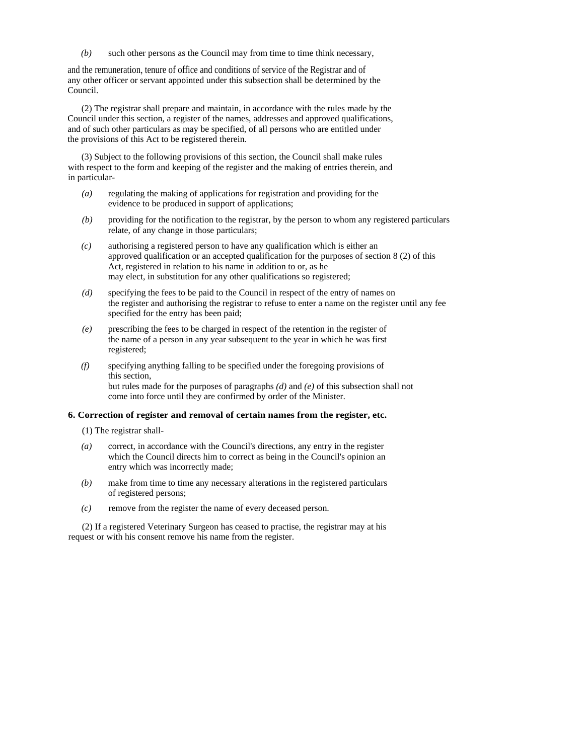*(b)* such other persons as the Council may from time to time think necessary,

and the remuneration, tenure of office and conditions of service of the Registrar and of any other officer or servant appointed under this subsection shall be determined by the Council.

(2) The registrar shall prepare and maintain, in accordance with the rules made by the Council under this section, a register of the names, addresses and approved qualifications, and of such other particulars as may be specified, of all persons who are entitled under the provisions of this Act to be registered therein.

(3) Subject to the following provisions of this section, the Council shall make rules with respect to the form and keeping of the register and the making of entries therein, and in particular-

*(a)* regulating the making of applications for registration and providing for the evidence to be produced in support of applications;

*(b)* providing for the notification to the registrar, by the person to whom any registered particulars relate, of any change in those particulars;

*(c)* authorising a registered person to have any qualification which is either an approved qualification or an accepted qualification for the purposes of section 8 (2) of this Act, registered in relation to his name in addition to or, as he may elect, in substitution for any other qualifications so registered;

*(d)* specifying the fees to be paid to the Council in respect of the entry of names on the register and authorising the registrar to refuse to enter a name on the register until any fee specified for the entry has been paid;

*(e)* prescribing the fees to be charged in respect of the retention in the register of the name of a person in any year subsequent to the year in which he was first registered;

*(f)* specifying anything falling to be specified under the foregoing provisions of this section,

but rules made for the purposes of paragraphs *(d)* and *(e)* of this subsection shall not come into force until they are confirmed by order of the Minister.

**6. Correction of register and removal of certain names from the register, etc.**

(1) The registrar shall-

*(a)* correct, in accordance with the Council's directions, any entry in the register which the Council directs him to correct as being in the Council's opinion an entry which was incorrectly made;

*(b)* make from time to time any necessary alterations in the registered particulars of registered persons;

*(c)* remove from the register the name of every deceased person.

(2) If a registered Veterinary Surgeon has ceased to practise, the registrar may at his request or with his consent remove his name from the register.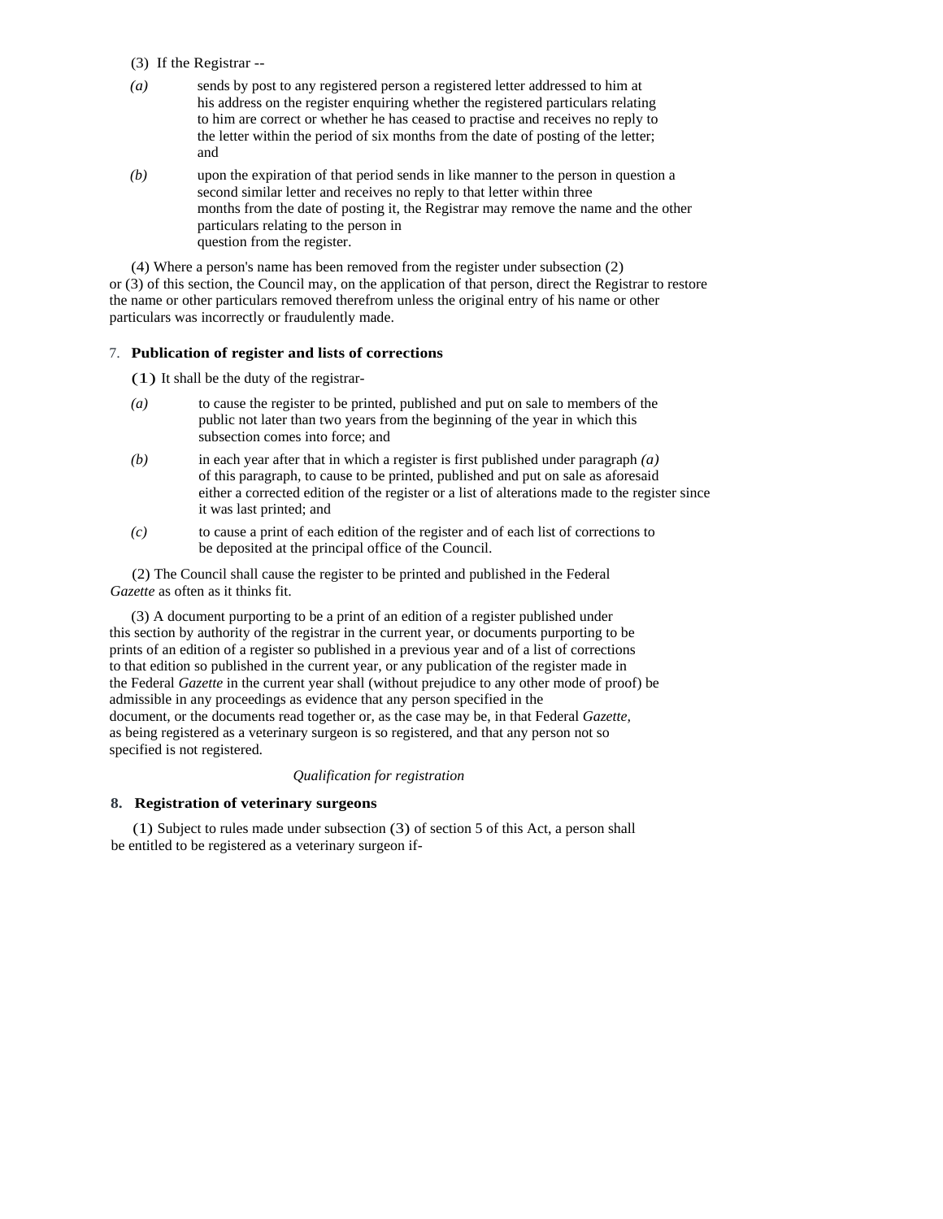(3) If the Registrar --

*(a)* sends by post to any registered person a registered letter addressed to him at his address on the register enquiring whether the registered particulars relating to him are correct or whether he has ceased to practise and receives no reply to the letter within the period of six months from the date of posting of the letter; and

*(b)* upon the expiration of that period sends in like manner to the person in question a second similar letter and receives no reply to that letter within three months from the date of posting it, the Registrar may remove the name and the other particulars relating to the person in question from the register.

(4) Where a person's name has been removed from the register under subsection (2) or (3) of this section, the Council may, on the application of that person, direct the Registrar to restore the name or other particulars removed therefrom unless the original entry of his name or other particulars was incorrectly or fraudulently made.

### 7. **Publication of register and lists of corrections**

(1) It shall be the duty of the registrar-

*(a)* to cause the register to be printed, published and put on sale to members of the public not later than two years from the beginning of the year in which this subsection comes into force; and

*(b)* in each year after that in which a register is first published under paragraph *(a)* of this paragraph, to cause to be printed, published and put on sale as aforesaid either a corrected edition of the register or a list of alterations made to the register since it was last printed; and

*(c)* to cause a print of each edition of the register and of each list of corrections to be deposited at the principal office of the Council.

(2) The Council shall cause the register to be printed and published in the Federal *Gazette* as often as it thinks fit.

(3) A document purporting to be a print of an edition of a register published under this section by authority of the registrar in the current year, or documents purporting to be prints of an edition of a register so published in a previous year and of a list of corrections to that edition so published in the current year, or any publication of the register made in the Federal *Gazette* in the current year shall (without prejudice to any other mode of proof) be admissible in any proceedings as evidence that any person specified in the document, or the documents read together or, as the case may be, in that Federal *Gazette,* as being registered as a veterinary surgeon is so registered, and that any person not so specified is not registered.

*Qualification for registration*

### 8. **Registration of veterinary surgeons**

(1) Subject to rules made under subsection (3) of section 5 of this Act, a person shall be entitled to be registered as a veterinary surgeon if-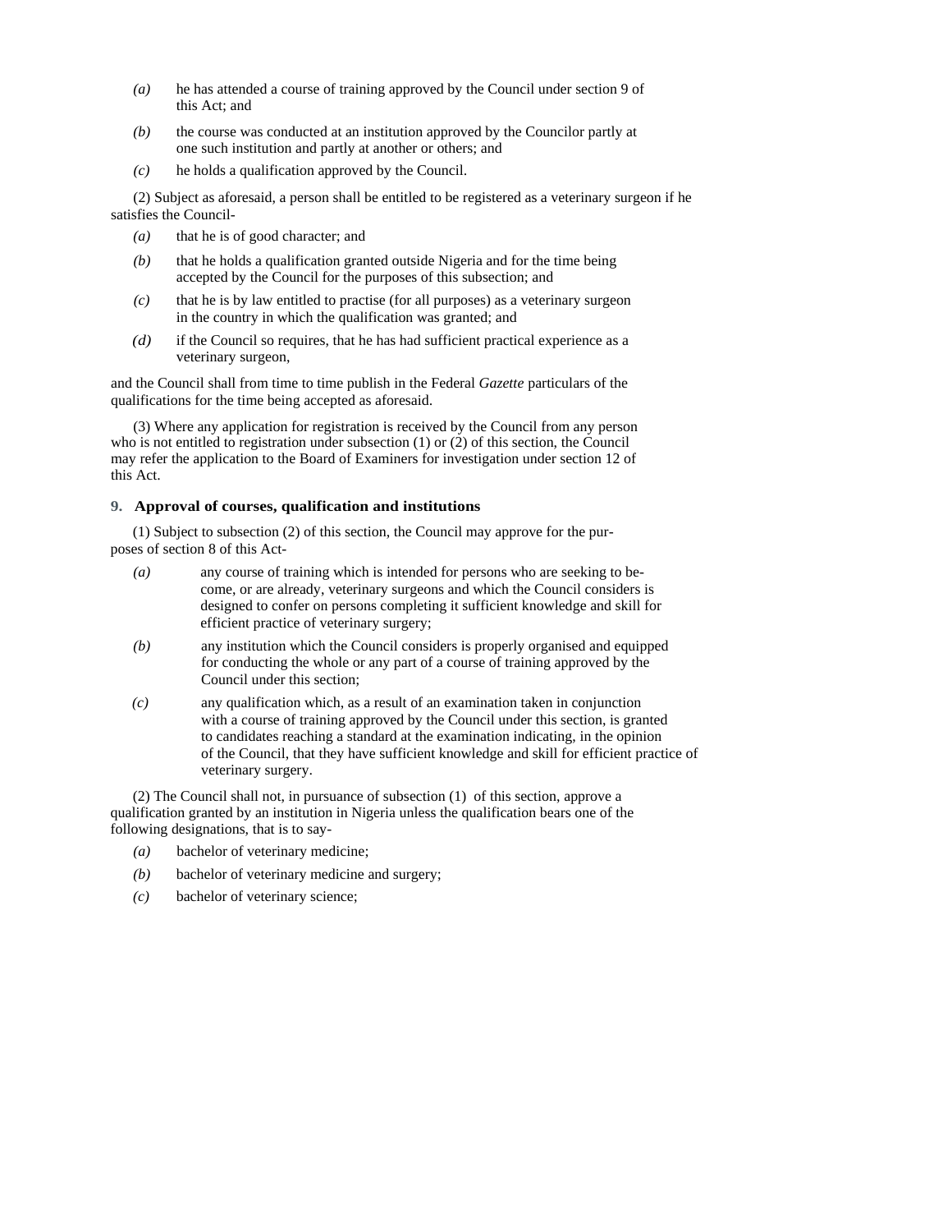*(a)* he has attended a course of training approved by the Council under section 9 of this Act; and

*(b)* the course was conducted at an institution approved by the Councilor partly at one such institution and partly at another or others; and

*(c)* he holds a qualification approved by the Council.

(2) Subject as aforesaid, a person shall be entitled to be registered as a veterinary surgeon if he satisfies the Council-

*(a)* that he is of good character; and

*(b)* that he holds a qualification granted outside Nigeria and for the time being accepted by the Council for the purposes of this subsection; and

*(c)* that he is by law entitled to practise (for all purposes) as a veterinary surgeon in the country in which the qualification was granted; and

*(d)* if the Council so requires, that he has had sufficient practical experience as a veterinary surgeon,

and the Council shall from time to time publish in the Federal *Gazette* particulars of the qualifications for the time being accepted as aforesaid.

(3) Where any application for registration is received by the Council from any person who is not entitled to registration under subsection (1) or (2) of this section, the Council may refer the application to the Board of Examiners for investigation under section 12 of this Act.

**9. Approval of courses, qualification and institutions**

(1) Subject to subsection (2) of this section, the Council may approve for the purposes of section 8 of this Act-

*(a)* any course of training which is intended for persons who are seeking to become, or are already, veterinary surgeons and which the Council considers is designed to confer on persons completing it sufficient knowledge and skill for efficient practice of veterinary surgery;

*(b)* any institution which the Council considers is properly organised and equipped for conducting the whole or any part of a course of training approved by the Council under this section;

*(c)* any qualification which, as a result of an examination taken in conjunction with a course of training approved by the Council under this section, is granted to candidates reaching a standard at the examination indicating, in the opinion of the Council, that they have sufficient knowledge and skill for efficient practice of veterinary surgery.

(2) The Council shall not, in pursuance of subsection (1) of this section, approve a qualification granted by an institution in Nigeria unless the qualification bears one of the following designations, that is to say-

*(a)* bachelor of veterinary medicine;

*(b)* bachelor of veterinary medicine and surgery;

*(c)* bachelor of veterinary science;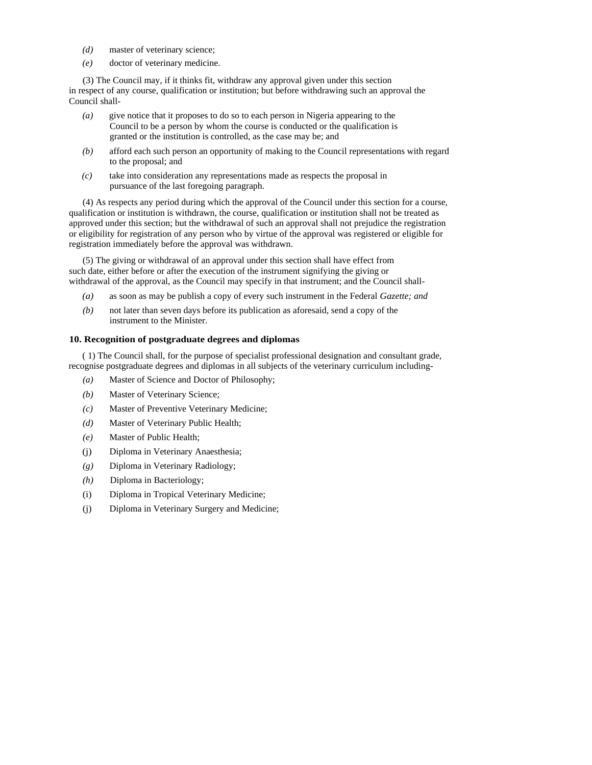*(d)* master of veterinary science;

*(e)* doctor of veterinary medicine.

(3) The Council may, if it thinks fit, withdraw any approval given under this section in respect of any course, qualification or institution; but before withdrawing such an approval the Council shall-

*(a)* give notice that it proposes to do so to each person in Nigeria appearing to the Council to be a person by whom the course is conducted or the qualification is granted or the institution is controlled, as the case may be; and

*(b)* afford each such person an opportunity of making to the Council representations with regard to the proposal; and

*(c)* take into consideration any representations made as respects the proposal in pursuance of the last foregoing paragraph.

(4) As respects any period during which the approval of the Council under this section for a course, qualification or institution is withdrawn, the course, qualification or institution shall not be treated as approved under this section; but the withdrawal of such an approval shall not prejudice the registration or eligibility for registration of any person who by virtue of the approval was registered or eligible for registration immediately before the approval was withdrawn.

(5) The giving or withdrawal of an approval under this section shall have effect from such date, either before or after the execution of the instrument signifying the giving or withdrawal of the approval, as the Council may specify in that instrument; and the Council shall-

*(a)* as soon as may be publish a copy of every such instrument in the Federal *Gazette; and*

*(b)* not later than seven days before its publication as aforesaid, send a copy of the instrument to the Minister.

**10. Recognition of postgraduate degrees and diplomas**

( 1) The Council shall, for the purpose of specialist professional designation and consultant grade, recognise postgraduate degrees and diplomas in all subjects of the veterinary curriculum including-

*(a)* Master of Science and Doctor of Philosophy;

*(b)* Master of Veterinary Science;

*(c)* Master of Preventive Veterinary Medicine;

*(d)* Master of Veterinary Public Health;

*(e)* Master of Public Health;

(j) Diploma in Veterinary Anaesthesia;

*(g)* Diploma in Veterinary Radiology;

*(h)* Diploma in Bacteriology;

(i) Diploma in Tropical Veterinary Medicine;

(j) Diploma in Veterinary Surgery and Medicine;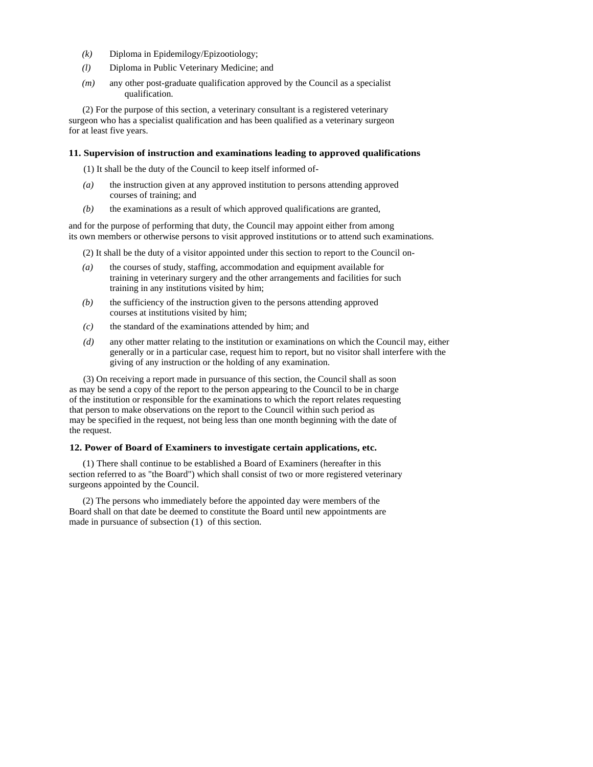*(k)* Diploma in Epidemilogy/Epizootiology;

*(l)* Diploma in Public Veterinary Medicine; and

*(m)* any other post-graduate qualification approved by the Council as a specialist qualification.

(2) For the purpose of this section, a veterinary consultant is a registered veterinary surgeon who has a specialist qualification and has been qualified as a veterinary surgeon for at least five years.

### 11. Supervision of instruction and examinations leading to approved qualifications

(1) It shall be the duty of the Council to keep itself informed of-

*(a)* the instruction given at any approved institution to persons attending approved courses of training; and

*(b)* the examinations as a result of which approved qualifications are granted,

and for the purpose of performing that duty, the Council may appoint either from among its own members or otherwise persons to visit approved institutions or to attend such examinations.

(2) It shall be the duty of a visitor appointed under this section to report to the Council on-

*(a)* the courses of study, staffing, accommodation and equipment available for training in veterinary surgery and the other arrangements and facilities for such training in any institutions visited by him;

*(b)* the sufficiency of the instruction given to the persons attending approved courses at institutions visited by him;

*(c)* the standard of the examinations attended by him; and

*(d)* any other matter relating to the institution or examinations on which the Council may, either generally or in a particular case, request him to report, but no visitor shall interfere with the giving of any instruction or the holding of any examination.

(3) On receiving a report made in pursuance of this section, the Council shall as soon as may be send a copy of the report to the person appearing to the Council to be in charge of the institution or responsible for the examinations to which the report relates requesting that person to make observations on the report to the Council within such period as may be specified in the request, not being less than one month beginning with the date of the request.

### 12. Power of Board of Examiners to investigate certain applications, etc.

(1) There shall continue to be established a Board of Examiners (hereafter in this section referred to as "the Board") which shall consist of two or more registered veterinary surgeons appointed by the Council.

(2) The persons who immediately before the appointed day were members of the Board shall on that date be deemed to constitute the Board until new appointments are made in pursuance of subsection (1) of this section.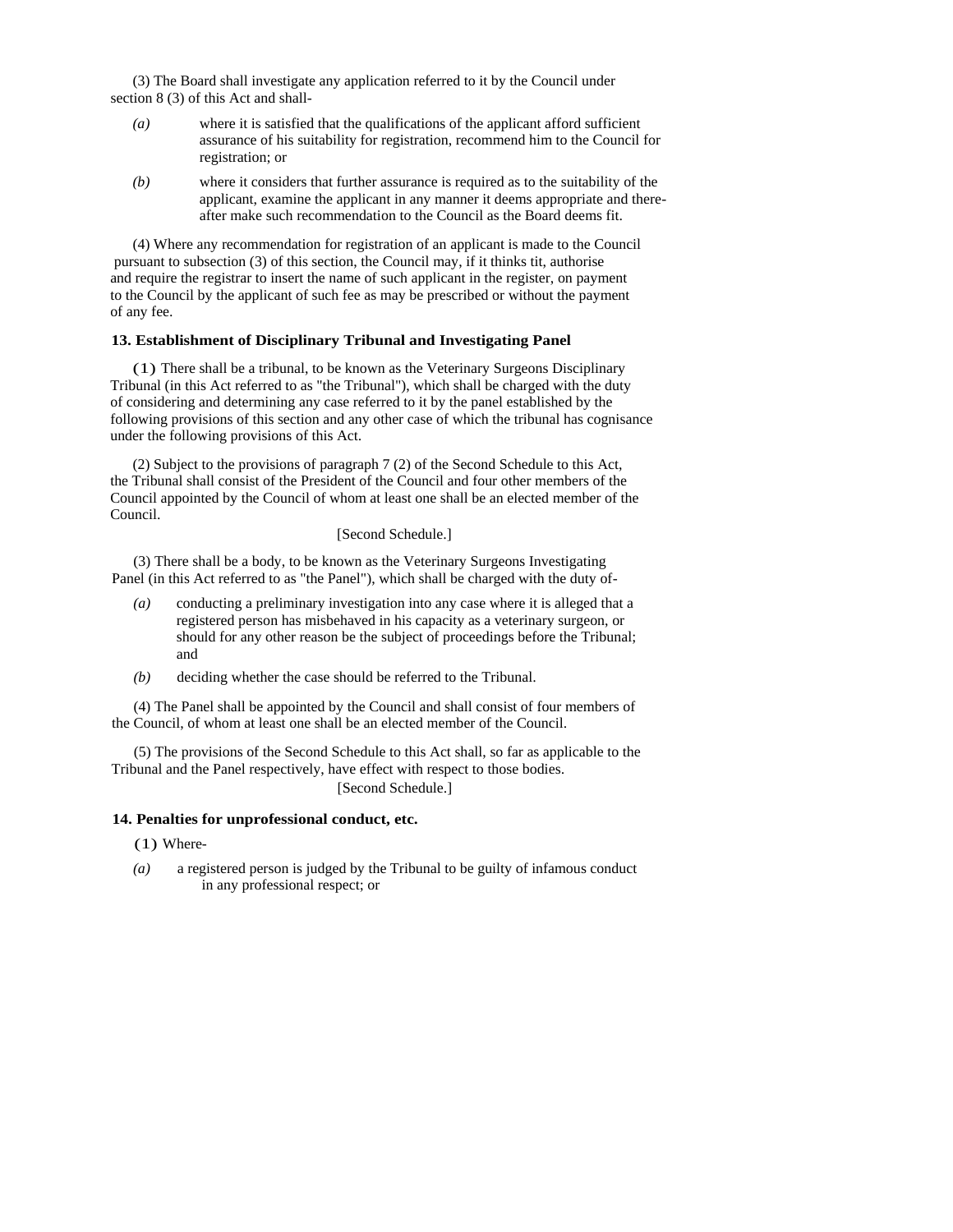(3) The Board shall investigate any application referred to it by the Council under section 8 (3) of this Act and shall-

*(a)* where it is satisfied that the qualifications of the applicant afford sufficient assurance of his suitability for registration, recommend him to the Council for registration; or

*(b)* where it considers that further assurance is required as to the suitability of the applicant, examine the applicant in any manner it deems appropriate and thereafter make such recommendation to the Council as the Board deems fit.

(4) Where any recommendation for registration of an applicant is made to the Council pursuant to subsection (3) of this section, the Council may, if it thinks tit, authorise and require the registrar to insert the name of such applicant in the register, on payment to the Council by the applicant of such fee as may be prescribed or without the payment of any fee.

### 13. Establishment of Disciplinary Tribunal and Investigating Panel

(1) There shall be a tribunal, to be known as the Veterinary Surgeons Disciplinary Tribunal (in this Act referred to as "the Tribunal"), which shall be charged with the duty of considering and determining any case referred to it by the panel established by the following provisions of this section and any other case of which the tribunal has cognisance under the following provisions of this Act.

(2) Subject to the provisions of paragraph 7 (2) of the Second Schedule to this Act, the Tribunal shall consist of the President of the Council and four other members of the Council appointed by the Council of whom at least one shall be an elected member of the Council.

[Second Schedule.]

(3) There shall be a body, to be known as the Veterinary Surgeons Investigating Panel (in this Act referred to as "the Panel"), which shall be charged with the duty of-

*(a)* conducting a preliminary investigation into any case where it is alleged that a registered person has misbehaved in his capacity as a veterinary surgeon, or should for any other reason be the subject of proceedings before the Tribunal; and

*(b)* deciding whether the case should be referred to the Tribunal.

(4) The Panel shall be appointed by the Council and shall consist of four members of the Council, of whom at least one shall be an elected member of the Council.

(5) The provisions of the Second Schedule to this Act shall, so far as applicable to the Tribunal and the Panel respectively, have effect with respect to those bodies.

[Second Schedule.]

### 14. Penalties for unprofessional conduct, etc.

(1) Where-

*(a)* a registered person is judged by the Tribunal to be guilty of infamous conduct in any professional respect; or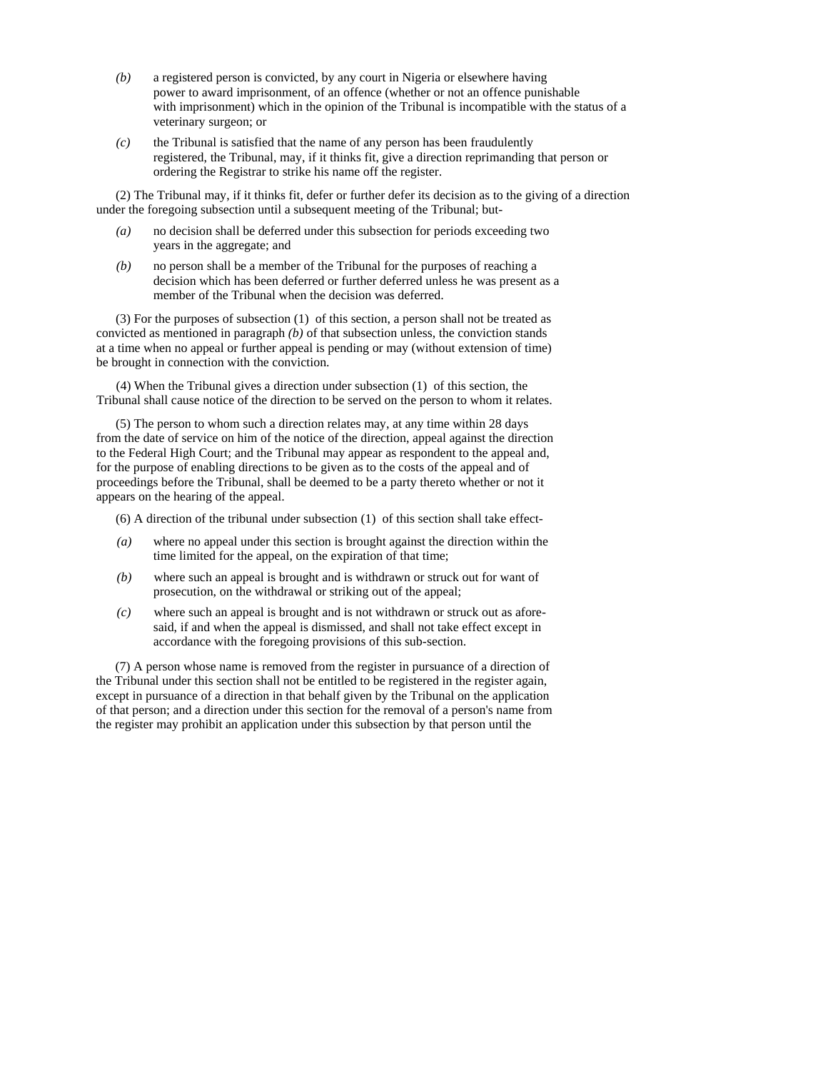*(b)* a registered person is convicted, by any court in Nigeria or elsewhere having power to award imprisonment, of an offence (whether or not an offence punishable with imprisonment) which in the opinion of the Tribunal is incompatible with the status of a veterinary surgeon; or

*(c)* the Tribunal is satisfied that the name of any person has been fraudulently registered, the Tribunal, may, if it thinks fit, give a direction reprimanding that person or ordering the Registrar to strike his name off the register.

(2) The Tribunal may, if it thinks fit, defer or further defer its decision as to the giving of a direction under the foregoing subsection until a subsequent meeting of the Tribunal; but-

*(a)* no decision shall be deferred under this subsection for periods exceeding two years in the aggregate; and

*(b)* no person shall be a member of the Tribunal for the purposes of reaching a decision which has been deferred or further deferred unless he was present as a member of the Tribunal when the decision was deferred.

(3) For the purposes of subsection (1) of this section, a person shall not be treated as convicted as mentioned in paragraph *(b)* of that subsection unless, the conviction stands at a time when no appeal or further appeal is pending or may (without extension of time) be brought in connection with the conviction.

(4) When the Tribunal gives a direction under subsection (1) of this section, the Tribunal shall cause notice of the direction to be served on the person to whom it relates.

(5) The person to whom such a direction relates may, at any time within 28 days from the date of service on him of the notice of the direction, appeal against the direction to the Federal High Court; and the Tribunal may appear as respondent to the appeal and, for the purpose of enabling directions to be given as to the costs of the appeal and of proceedings before the Tribunal, shall be deemed to be a party thereto whether or not it appears on the hearing of the appeal.

(6) A direction of the tribunal under subsection (1) of this section shall take effect-

*(a)* where no appeal under this section is brought against the direction within the time limited for the appeal, on the expiration of that time;

*(b)* where such an appeal is brought and is withdrawn or struck out for want of prosecution, on the withdrawal or striking out of the appeal;

*(c)* where such an appeal is brought and is not withdrawn or struck out as aforesaid, if and when the appeal is dismissed, and shall not take effect except in accordance with the foregoing provisions of this sub-section.

(7) A person whose name is removed from the register in pursuance of a direction of the Tribunal under this section shall not be entitled to be registered in the register again, except in pursuance of a direction in that behalf given by the Tribunal on the application of that person; and a direction under this section for the removal of a person's name from the register may prohibit an application under this subsection by that person until the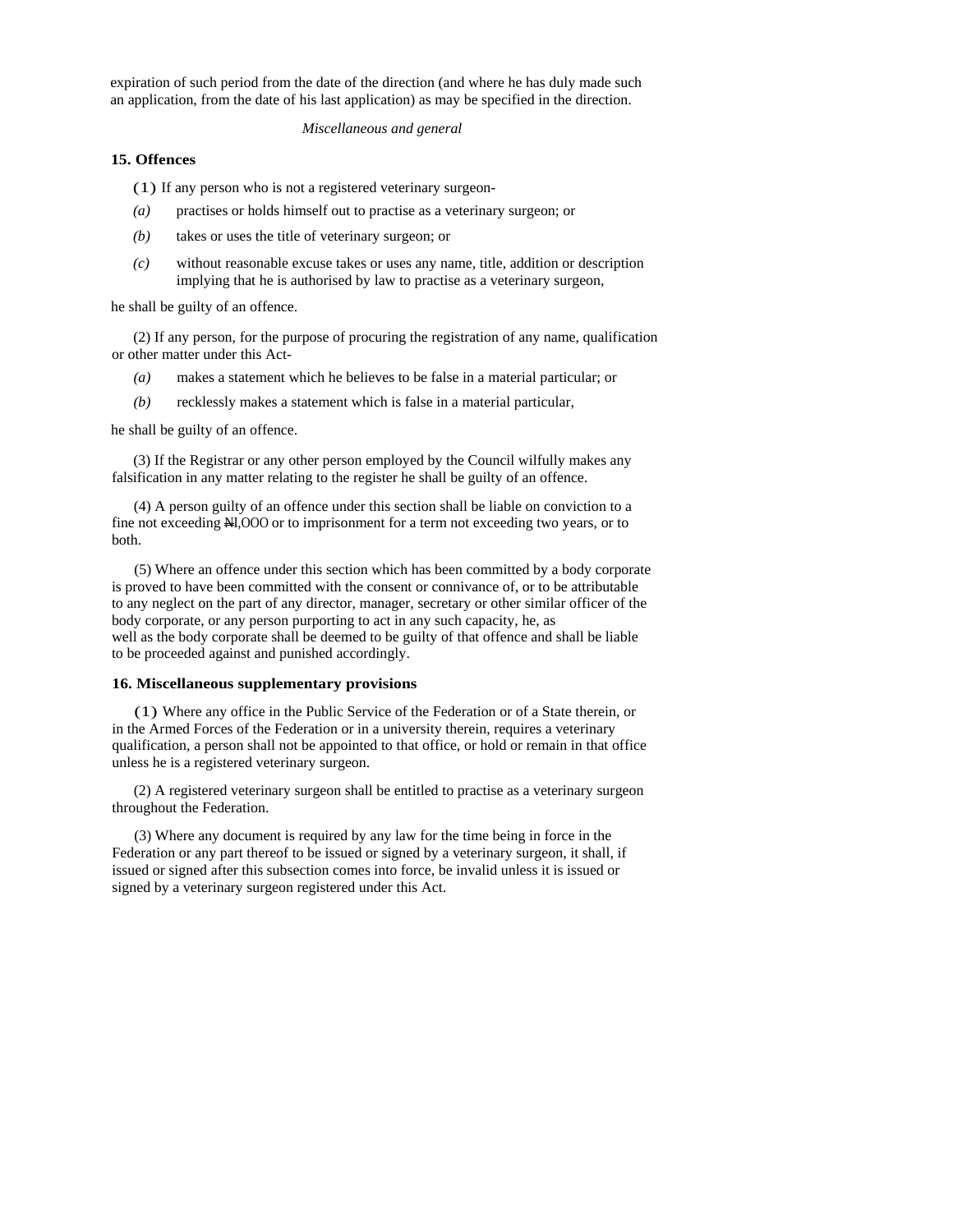expiration of such period from the date of the direction (and where he has duly made such an application, from the date of his last application) as may be specified in the direction.

*Miscellaneous and general*

### 15. Offences

(1) If any person who is not a registered veterinary surgeon-

*(a)* practises or holds himself out to practise as a veterinary surgeon; or

*(b)* takes or uses the title of veterinary surgeon; or

*(c)* without reasonable excuse takes or uses any name, title, addition or description implying that he is authorised by law to practise as a veterinary surgeon,

he shall be guilty of an offence.

(2) If any person, for the purpose of procuring the registration of any name, qualification or other matter under this Act-

*(a)* makes a statement which he believes to be false in a material particular; or

*(b)* recklessly makes a statement which is false in a material particular,

he shall be guilty of an offence.

(3) If the Registrar or any other person employed by the Council wilfully makes any falsification in any matter relating to the register he shall be guilty of an offence.

(4) A person guilty of an offence under this section shall be liable on conviction to a fine not exceeding ₦I,OOO or to imprisonment for a term not exceeding two years, or to both.

(5) Where an offence under this section which has been committed by a body corporate is proved to have been committed with the consent or connivance of, or to be attributable to any neglect on the part of any director, manager, secretary or other similar officer of the body corporate, or any person purporting to act in any such capacity, he, as well as the body corporate shall be deemed to be guilty of that offence and shall be liable to be proceeded against and punished accordingly.

### 16. Miscellaneous supplementary provisions

(1) Where any office in the Public Service of the Federation or of a State therein, or in the Armed Forces of the Federation or in a university therein, requires a veterinary qualification, a person shall not be appointed to that office, or hold or remain in that office unless he is a registered veterinary surgeon.

(2) A registered veterinary surgeon shall be entitled to practise as a veterinary surgeon throughout the Federation.

(3) Where any document is required by any law for the time being in force in the Federation or any part thereof to be issued or signed by a veterinary surgeon, it shall, if issued or signed after this subsection comes into force, be invalid unless it is issued or signed by a veterinary surgeon registered under this Act.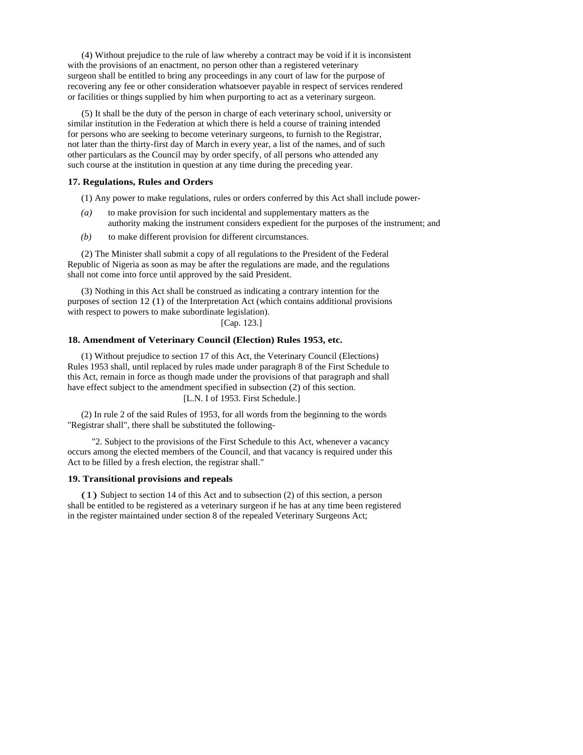(4) Without prejudice to the rule of law whereby a contract may be void if it is inconsistent with the provisions of an enactment, no person other than a registered veterinary surgeon shall be entitled to bring any proceedings in any court of law for the purpose of recovering any fee or other consideration whatsoever payable in respect of services rendered or facilities or things supplied by him when purporting to act as a veterinary surgeon.

(5) It shall be the duty of the person in charge of each veterinary school, university or similar institution in the Federation at which there is held a course of training intended for persons who are seeking to become veterinary surgeons, to furnish to the Registrar, not later than the thirty-first day of March in every year, a list of the names, and of such other particulars as the Council may by order specify, of all persons who attended any such course at the institution in question at any time during the preceding year.

**17. Regulations, Rules and Orders**

(1) Any power to make regulations, rules or orders conferred by this Act shall include power-

*(a)* to make provision for such incidental and supplementary matters as the authority making the instrument considers expedient for the purposes of the instrument; and

*(b)* to make different provision for different circumstances.

(2) The Minister shall submit a copy of all regulations to the President of the Federal Republic of Nigeria as soon as may be after the regulations are made, and the regulations shall not come into force until approved by the said President.

(3) Nothing in this Act shall be construed as indicating a contrary intention for the purposes of section 12 (1) of the Interpretation Act (which contains additional provisions with respect to powers to make subordinate legislation).

[Cap. 123.]

**18. Amendment of Veterinary Council (Election) Rules 1953, etc.**

(1) Without prejudice to section 17 of this Act, the Veterinary Council (Elections) Rules 1953 shall, until replaced by rules made under paragraph 8 of the First Schedule to this Act, remain in force as though made under the provisions of that paragraph and shall have effect subject to the amendment specified in subsection (2) of this section.

[L.N. I of 1953. First Schedule.]

(2) In rule 2 of the said Rules of 1953, for all words from the beginning to the words "Registrar shall", there shall be substituted the following-

"2. Subject to the provisions of the First Schedule to this Act, whenever a vacancy occurs among the elected members of the Council, and that vacancy is required under this Act to be filled by a fresh election, the registrar shall."

**19. Transitional provisions and repeals**

(1) Subject to section 14 of this Act and to subsection (2) of this section, a person shall be entitled to be registered as a veterinary surgeon if he has at any time been registered in the register maintained under section 8 of the repealed Veterinary Surgeons Act;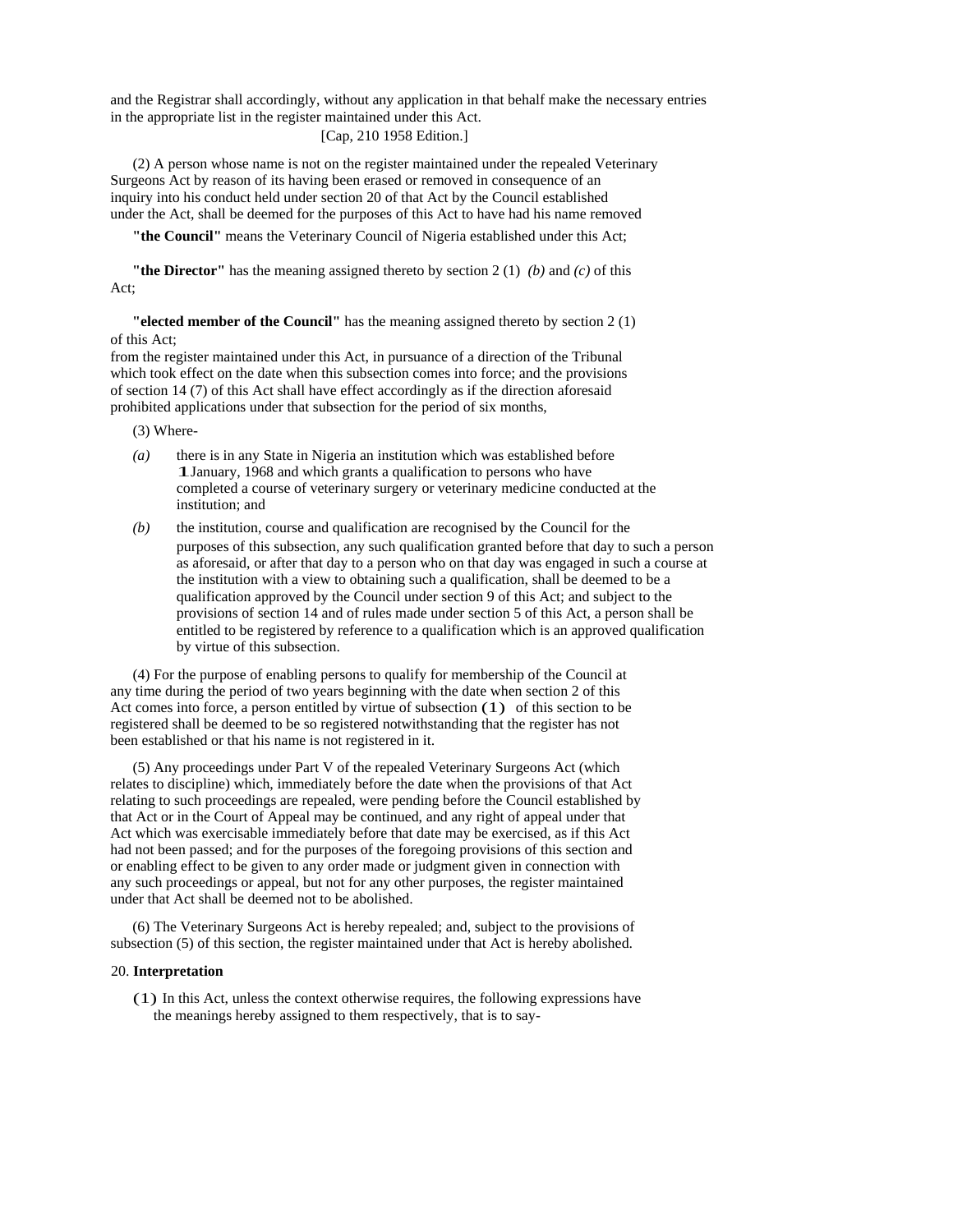and the Registrar shall accordingly, without any application in that behalf make the necessary entries in the appropriate list in the register maintained under this Act.

[Cap, 210 1958 Edition.]

(2) A person whose name is not on the register maintained under the repealed Veterinary Surgeons Act by reason of its having been erased or removed in consequence of an inquiry into his conduct held under section 20 of that Act by the Council established under the Act, shall be deemed for the purposes of this Act to have had his name removed

**"the Council"** means the Veterinary Council of Nigeria established under this Act;

**"the Director"** has the meaning assigned thereto by section 2 (1) *(b)* and *(c)* of this Act;

**"elected member of the Council"** has the meaning assigned thereto by section 2 (1) of this Act;

from the register maintained under this Act, in pursuance of a direction of the Tribunal which took effect on the date when this subsection comes into force; and the provisions of section 14 (7) of this Act shall have effect accordingly as if the direction aforesaid prohibited applications under that subsection for the period of six months,

(3) Where-

*(a)* there is in any State in Nigeria an institution which was established before 1 January, 1968 and which grants a qualification to persons who have completed a course of veterinary surgery or veterinary medicine conducted at the institution; and

*(b)* the institution, course and qualification are recognised by the Council for the purposes of this subsection, any such qualification granted before that day to such a person as aforesaid, or after that day to a person who on that day was engaged in such a course at the institution with a view to obtaining such a qualification, shall be deemed to be a qualification approved by the Council under section 9 of this Act; and subject to the provisions of section 14 and of rules made under section 5 of this Act, a person shall be entitled to be registered by reference to a qualification which is an approved qualification by virtue of this subsection.

(4) For the purpose of enabling persons to qualify for membership of the Council at any time during the period of two years beginning with the date when section 2 of this Act comes into force, a person entitled by virtue of subsection (1) of this section to be registered shall be deemed to be so registered notwithstanding that the register has not been established or that his name is not registered in it.

(5) Any proceedings under Part V of the repealed Veterinary Surgeons Act (which relates to discipline) which, immediately before the date when the provisions of that Act relating to such proceedings are repealed, were pending before the Council established by that Act or in the Court of Appeal may be continued, and any right of appeal under that Act which was exercisable immediately before that date may be exercised, as if this Act had not been passed; and for the purposes of the foregoing provisions of this section and or enabling effect to be given to any order made or judgment given in connection with any such proceedings or appeal, but not for any other purposes, the register maintained under that Act shall be deemed not to be abolished.

(6) The Veterinary Surgeons Act is hereby repealed; and, subject to the provisions of subsection (5) of this section, the register maintained under that Act is hereby abolished.

20. **Interpretation**

(1) In this Act, unless the context otherwise requires, the following expressions have the meanings hereby assigned to them respectively, that is to say-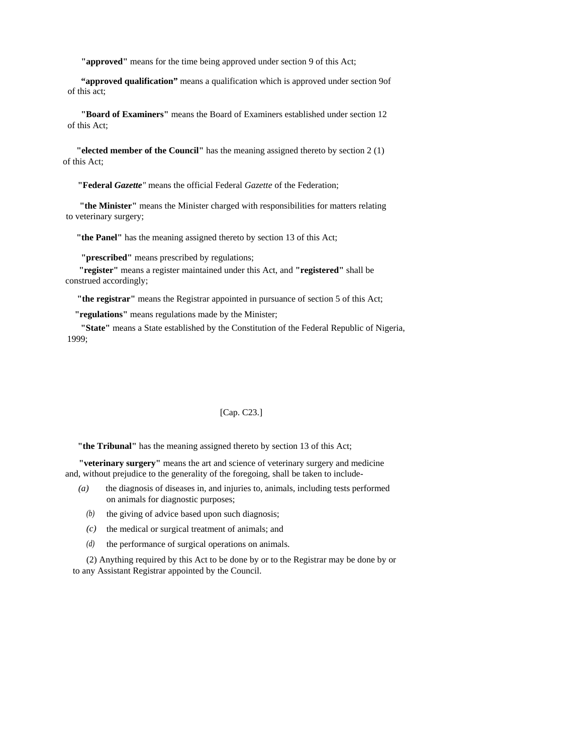**"approved"** means for the time being approved under section 9 of this Act;

**"approved qualification"** means a qualification which is approved under section 9of of this act;

**"Board of Examiners"** means the Board of Examiners established under section 12 of this Act;

**"elected member of the Council"** has the meaning assigned thereto by section 2 (1) of this Act;

**"Federal *Gazette*"** means the official Federal *Gazette* of the Federation;

**"the Minister"** means the Minister charged with responsibilities for matters relating to veterinary surgery;

**"the Panel"** has the meaning assigned thereto by section 13 of this Act;

**"prescribed"** means prescribed by regulations;

**"register"** means a register maintained under this Act, and **"registered"** shall be construed accordingly;

**"the registrar"** means the Registrar appointed in pursuance of section 5 of this Act;

**"regulations"** means regulations made by the Minister;

**"State"** means a State established by the Constitution of the Federal Republic of Nigeria, 1999;

[Cap. C23.]

**"the Tribunal"** has the meaning assigned thereto by section 13 of this Act;

**"veterinary surgery"** means the art and science of veterinary surgery and medicine and, without prejudice to the generality of the foregoing, shall be taken to include-

*(a)* the diagnosis of diseases in, and injuries to, animals, including tests performed on animals for diagnostic purposes;

*(b)* the giving of advice based upon such diagnosis;

*(c)* the medical or surgical treatment of animals; and

*(d)* the performance of surgical operations on animals.

(2) Anything required by this Act to be done by or to the Registrar may be done by or to any Assistant Registrar appointed by the Council.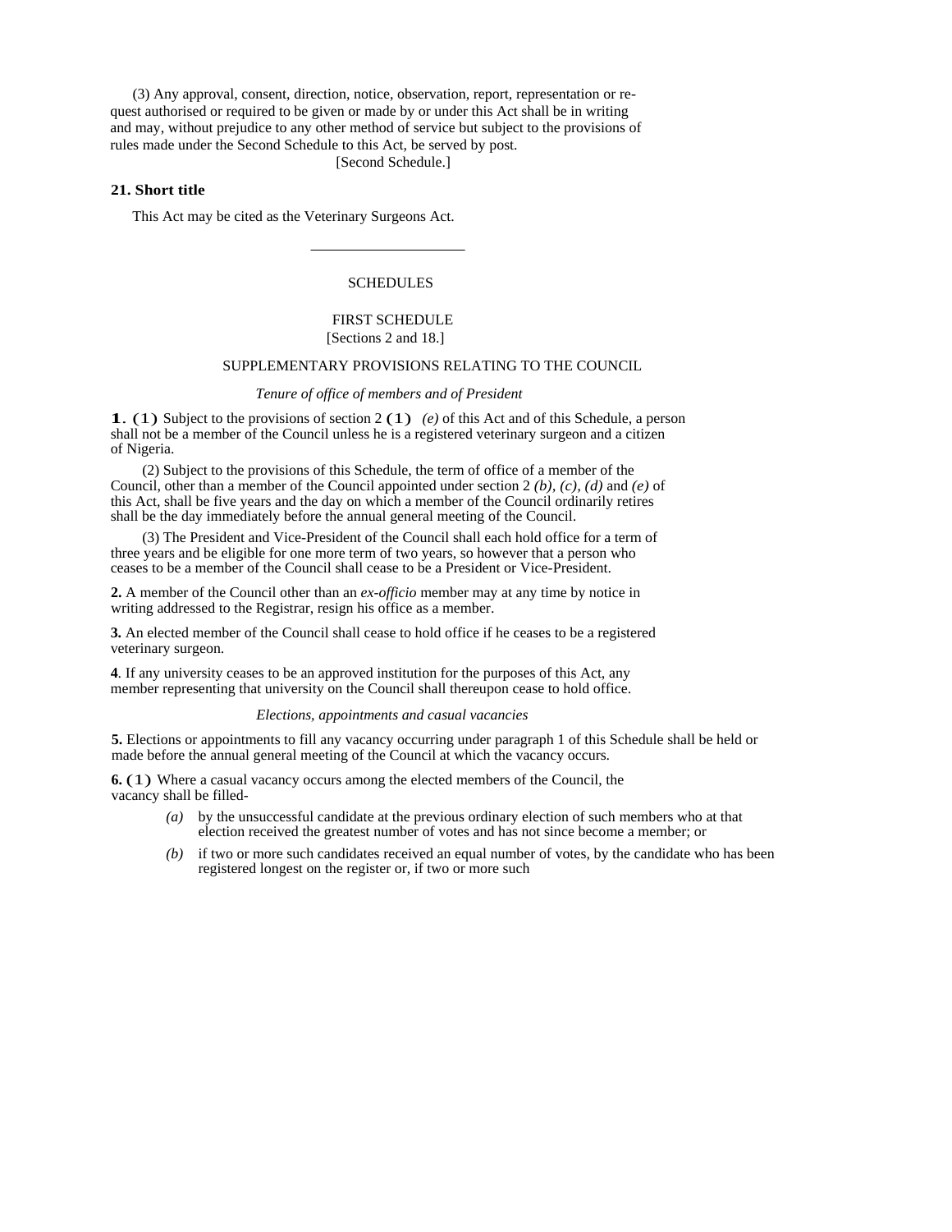(3) Any approval, consent, direction, notice, observation, report, representation or request authorised or required to be given or made by or under this Act shall be in writing and may, without prejudice to any other method of service but subject to the provisions of rules made under the Second Schedule to this Act, be served by post.

[Second Schedule.]

**21. Short title**

This Act may be cited as the Veterinary Surgeons Act.

---

SCHEDULES

FIRST SCHEDULE

[Sections 2 and 18.]

SUPPLEMENTARY PROVISIONS RELATING TO THE COUNCIL

*Tenure of office of members and of President*

**1. (1)** Subject to the provisions of section 2 **(1)** *(e)* of this Act and of this Schedule, a person shall not be a member of the Council unless he is a registered veterinary surgeon and a citizen of Nigeria.

(2) Subject to the provisions of this Schedule, the term of office of a member of the Council, other than a member of the Council appointed under section 2 *(b)*, *(c)*, *(d)* and *(e)* of this Act, shall be five years and the day on which a member of the Council ordinarily retires shall be the day immediately before the annual general meeting of the Council.

(3) The President and Vice-President of the Council shall each hold office for a term of three years and be eligible for one more term of two years, so however that a person who ceases to be a member of the Council shall cease to be a President or Vice-President.

**2.** A member of the Council other than an *ex-officio* member may at any time by notice in writing addressed to the Registrar, resign his office as a member.

**3.** An elected member of the Council shall cease to hold office if he ceases to be a registered veterinary surgeon.

**4**. If any university ceases to be an approved institution for the purposes of this Act, any member representing that university on the Council shall thereupon cease to hold office.

*Elections, appointments and casual vacancies*

**5.** Elections or appointments to fill any vacancy occurring under paragraph 1 of this Schedule shall be held or made before the annual general meeting of the Council at which the vacancy occurs.

**6. (1)** Where a casual vacancy occurs among the elected members of the Council, the vacancy shall be filled-

*(a)* by the unsuccessful candidate at the previous ordinary election of such members who at that election received the greatest number of votes and has not since become a member; or

*(b)* if two or more such candidates received an equal number of votes, by the candidate who has been registered longest on the register or, if two or more such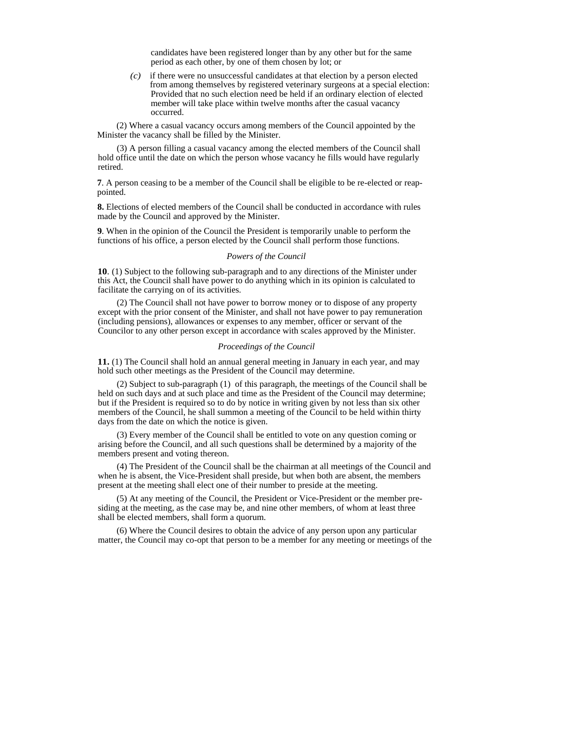candidates have been registered longer than by any other but for the same period as each other, by one of them chosen by lot; or

*(c)* if there were no unsuccessful candidates at that election by a person elected from among themselves by registered veterinary surgeons at a special election: Provided that no such election need be held if an ordinary election of elected member will take place within twelve months after the casual vacancy occurred.

(2) Where a casual vacancy occurs among members of the Council appointed by the Minister the vacancy shall be filled by the Minister.

(3) A person filling a casual vacancy among the elected members of the Council shall hold office until the date on which the person whose vacancy he fills would have regularly retired.

**7**. A person ceasing to be a member of the Council shall be eligible to be re-elected or reappointed.

**8.** Elections of elected members of the Council shall be conducted in accordance with rules made by the Council and approved by the Minister.

**9**. When in the opinion of the Council the President is temporarily unable to perform the functions of his office, a person elected by the Council shall perform those functions.

*Powers of the Council*

**10**. (1) Subject to the following sub-paragraph and to any directions of the Minister under this Act, the Council shall have power to do anything which in its opinion is calculated to facilitate the carrying on of its activities.

(2) The Council shall not have power to borrow money or to dispose of any property except with the prior consent of the Minister, and shall not have power to pay remuneration (including pensions), allowances or expenses to any member, officer or servant of the Councilor to any other person except in accordance with scales approved by the Minister.

*Proceedings of the Council*

**11.** (1) The Council shall hold an annual general meeting in January in each year, and may hold such other meetings as the President of the Council may determine.

(2) Subject to sub-paragraph (1) of this paragraph, the meetings of the Council shall be held on such days and at such place and time as the President of the Council may determine; but if the President is required so to do by notice in writing given by not less than six other members of the Council, he shall summon a meeting of the Council to be held within thirty days from the date on which the notice is given.

(3) Every member of the Council shall be entitled to vote on any question coming or arising before the Council, and all such questions shall be determined by a majority of the members present and voting thereon.

(4) The President of the Council shall be the chairman at all meetings of the Council and when he is absent, the Vice-President shall preside, but when both are absent, the members present at the meeting shall elect one of their number to preside at the meeting.

(5) At any meeting of the Council, the President or Vice-President or the member presiding at the meeting, as the case may be, and nine other members, of whom at least three shall be elected members, shall form a quorum.

(6) Where the Council desires to obtain the advice of any person upon any particular matter, the Council may co-opt that person to be a member for any meeting or meetings of the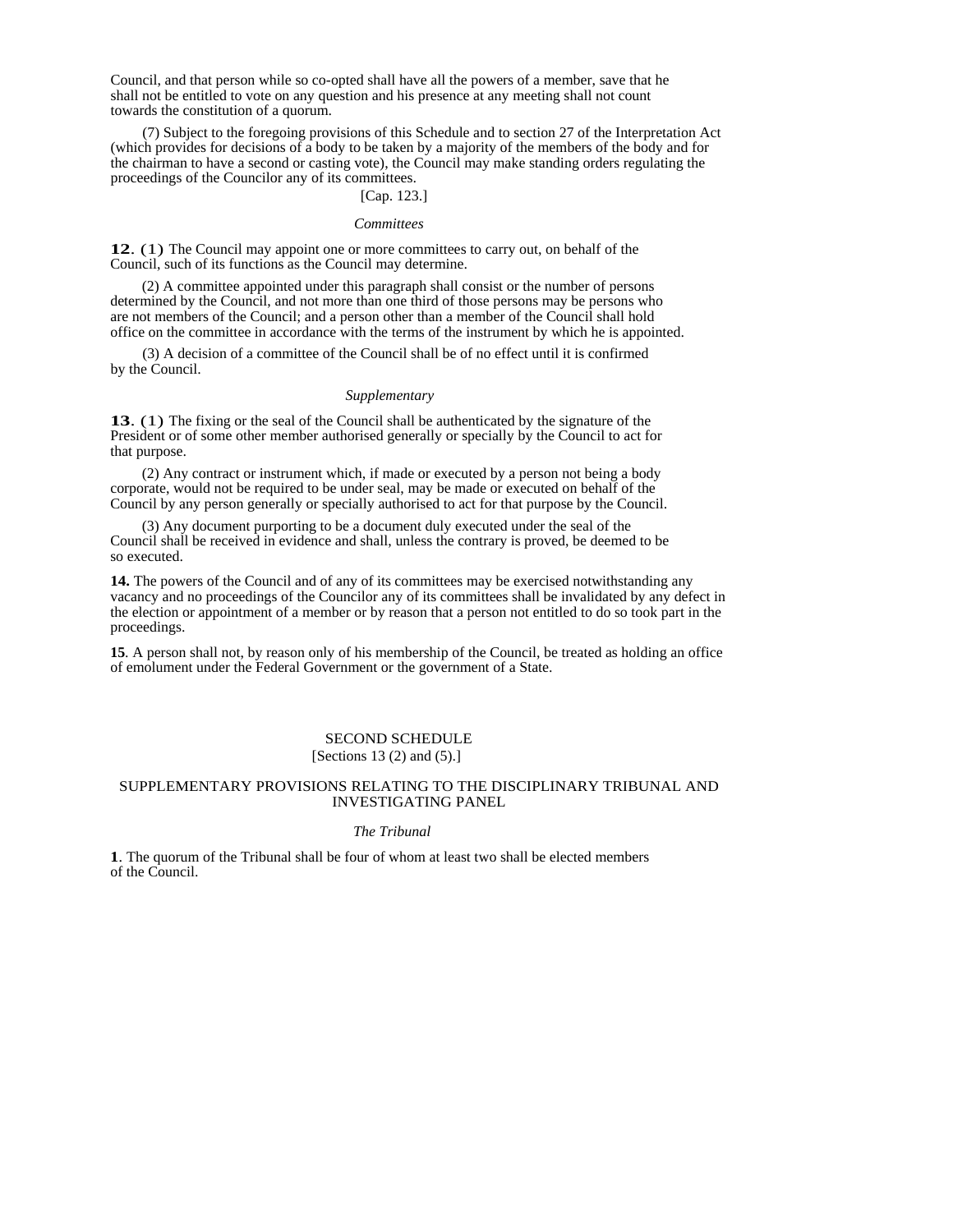Council, and that person while so co-opted shall have all the powers of a member, save that he shall not be entitled to vote on any question and his presence at any meeting shall not count towards the constitution of a quorum.

(7) Subject to the foregoing provisions of this Schedule and to section 27 of the Interpretation Act (which provides for decisions of a body to be taken by a majority of the members of the body and for the chairman to have a second or casting vote), the Council may make standing orders regulating the proceedings of the Councilor any of its committees.

[Cap. 123.]

*Committees*

**12**. (1) The Council may appoint one or more committees to carry out, on behalf of the Council, such of its functions as the Council may determine.

(2) A committee appointed under this paragraph shall consist or the number of persons determined by the Council, and not more than one third of those persons may be persons who are not members of the Council; and a person other than a member of the Council shall hold office on the committee in accordance with the terms of the instrument by which he is appointed.

(3) A decision of a committee of the Council shall be of no effect until it is confirmed by the Council.

*Supplementary*

**13**. (1) The fixing or the seal of the Council shall be authenticated by the signature of the President or of some other member authorised generally or specially by the Council to act for that purpose.

(2) Any contract or instrument which, if made or executed by a person not being a body corporate, would not be required to be under seal, may be made or executed on behalf of the Council by any person generally or specially authorised to act for that purpose by the Council.

(3) Any document purporting to be a document duly executed under the seal of the Council shall be received in evidence and shall, unless the contrary is proved, be deemed to be so executed.

**14.** The powers of the Council and of any of its committees may be exercised notwithstanding any vacancy and no proceedings of the Councilor any of its committees shall be invalidated by any defect in the election or appointment of a member or by reason that a person not entitled to do so took part in the proceedings.

**15**. A person shall not, by reason only of his membership of the Council, be treated as holding an office of emolument under the Federal Government or the government of a State.

## SECOND SCHEDULE

[Sections 13 (2) and (5).]

## SUPPLEMENTARY PROVISIONS RELATING TO THE DISCIPLINARY TRIBUNAL AND INVESTIGATING PANEL

*The Tribunal*

**1**. The quorum of the Tribunal shall be four of whom at least two shall be elected members of the Council.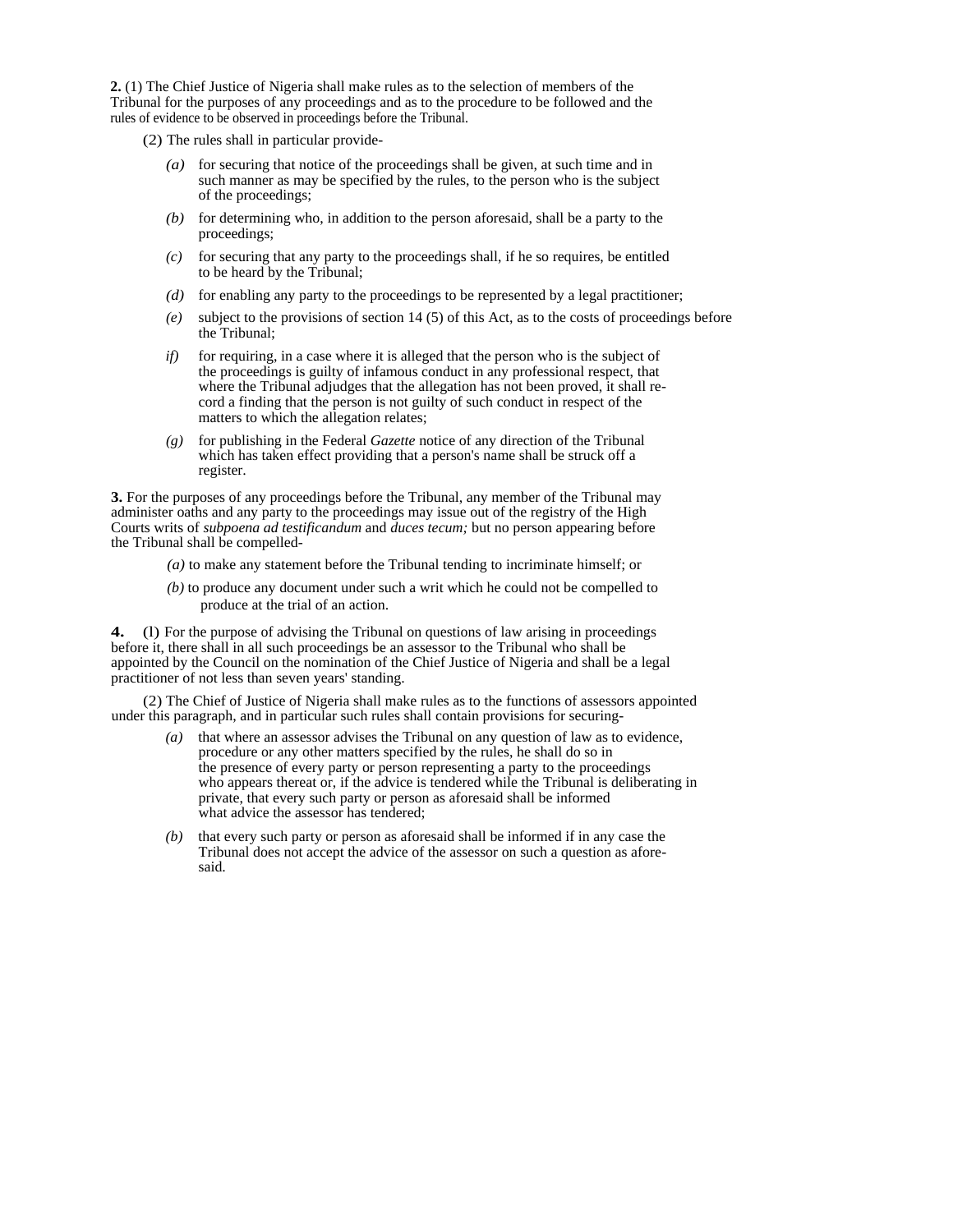**2.** (1) The Chief Justice of Nigeria shall make rules as to the selection of members of the Tribunal for the purposes of any proceedings and as to the procedure to be followed and the rules of evidence to be observed in proceedings before the Tribunal.

(2) The rules shall in particular provide-

*(a)* for securing that notice of the proceedings shall be given, at such time and in such manner as may be specified by the rules, to the person who is the subject of the proceedings;

*(b)* for determining who, in addition to the person aforesaid, shall be a party to the proceedings;

*(c)* for securing that any party to the proceedings shall, if he so requires, be entitled to be heard by the Tribunal;

*(d)* for enabling any party to the proceedings to be represented by a legal practitioner;

*(e)* subject to the provisions of section 14 (5) of this Act, as to the costs of proceedings before the Tribunal;

*if)* for requiring, in a case where it is alleged that the person who is the subject of the proceedings is guilty of infamous conduct in any professional respect, that where the Tribunal adjudges that the allegation has not been proved, it shall record a finding that the person is not guilty of such conduct in respect of the matters to which the allegation relates;

*(g)* for publishing in the Federal *Gazette* notice of any direction of the Tribunal which has taken effect providing that a person's name shall be struck off a register.

**3.** For the purposes of any proceedings before the Tribunal, any member of the Tribunal may administer oaths and any party to the proceedings may issue out of the registry of the High Courts writs of *subpoena ad testificandum* and *duces tecum;* but no person appearing before the Tribunal shall be compelled-

*(a)* to make any statement before the Tribunal tending to incriminate himself; or

*(b)* to produce any document under such a writ which he could not be compelled to produce at the trial of an action.

**4.** (l) For the purpose of advising the Tribunal on questions of law arising in proceedings before it, there shall in all such proceedings be an assessor to the Tribunal who shall be appointed by the Council on the nomination of the Chief Justice of Nigeria and shall be a legal practitioner of not less than seven years' standing.

(2) The Chief of Justice of Nigeria shall make rules as to the functions of assessors appointed under this paragraph, and in particular such rules shall contain provisions for securing-

*(a)* that where an assessor advises the Tribunal on any question of law as to evidence, procedure or any other matters specified by the rules, he shall do so in the presence of every party or person representing a party to the proceedings who appears thereat or, if the advice is tendered while the Tribunal is deliberating in private, that every such party or person as aforesaid shall be informed what advice the assessor has tendered;

*(b)* that every such party or person as aforesaid shall be informed if in any case the Tribunal does not accept the advice of the assessor on such a question as aforesaid.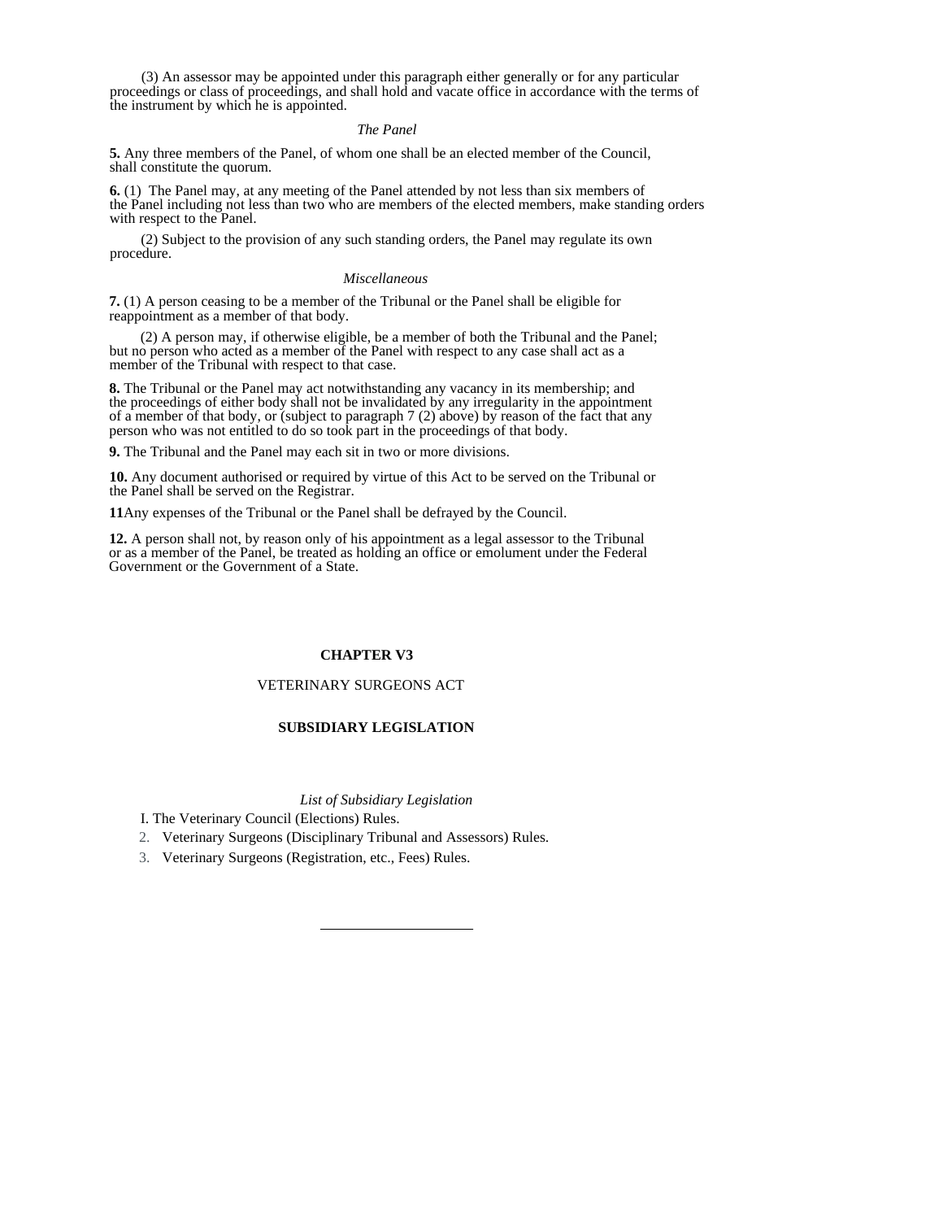(3) An assessor may be appointed under this paragraph either generally or for any particular proceedings or class of proceedings, and shall hold and vacate office in accordance with the terms of the instrument by which he is appointed.

*The Panel*

**5.** Any three members of the Panel, of whom one shall be an elected member of the Council, shall constitute the quorum.

**6.** (1) The Panel may, at any meeting of the Panel attended by not less than six members of the Panel including not less than two who are members of the elected members, make standing orders with respect to the Panel.

(2) Subject to the provision of any such standing orders, the Panel may regulate its own procedure.

*Miscellaneous*

**7.** (1) A person ceasing to be a member of the Tribunal or the Panel shall be eligible for reappointment as a member of that body.

(2) A person may, if otherwise eligible, be a member of both the Tribunal and the Panel; but no person who acted as a member of the Panel with respect to any case shall act as a member of the Tribunal with respect to that case.

**8.** The Tribunal or the Panel may act notwithstanding any vacancy in its membership; and the proceedings of either body shall not be invalidated by any irregularity in the appointment of a member of that body, or (subject to paragraph 7 (2) above) by reason of the fact that any person who was not entitled to do so took part in the proceedings of that body.

**9.** The Tribunal and the Panel may each sit in two or more divisions.

**10.** Any document authorised or required by virtue of this Act to be served on the Tribunal or the Panel shall be served on the Registrar.

**11**Any expenses of the Tribunal or the Panel shall be defrayed by the Council.

**12.** A person shall not, by reason only of his appointment as a legal assessor to the Tribunal or as a member of the Panel, be treated as holding an office or emolument under the Federal Government or the Government of a State.

**CHAPTER V3**

VETERINARY SURGEONS ACT

**SUBSIDIARY LEGISLATION**

*List of Subsidiary Legislation*

I. The Veterinary Council (Elections) Rules.
2. Veterinary Surgeons (Disciplinary Tribunal and Assessors) Rules.
3. Veterinary Surgeons (Registration, etc., Fees) Rules.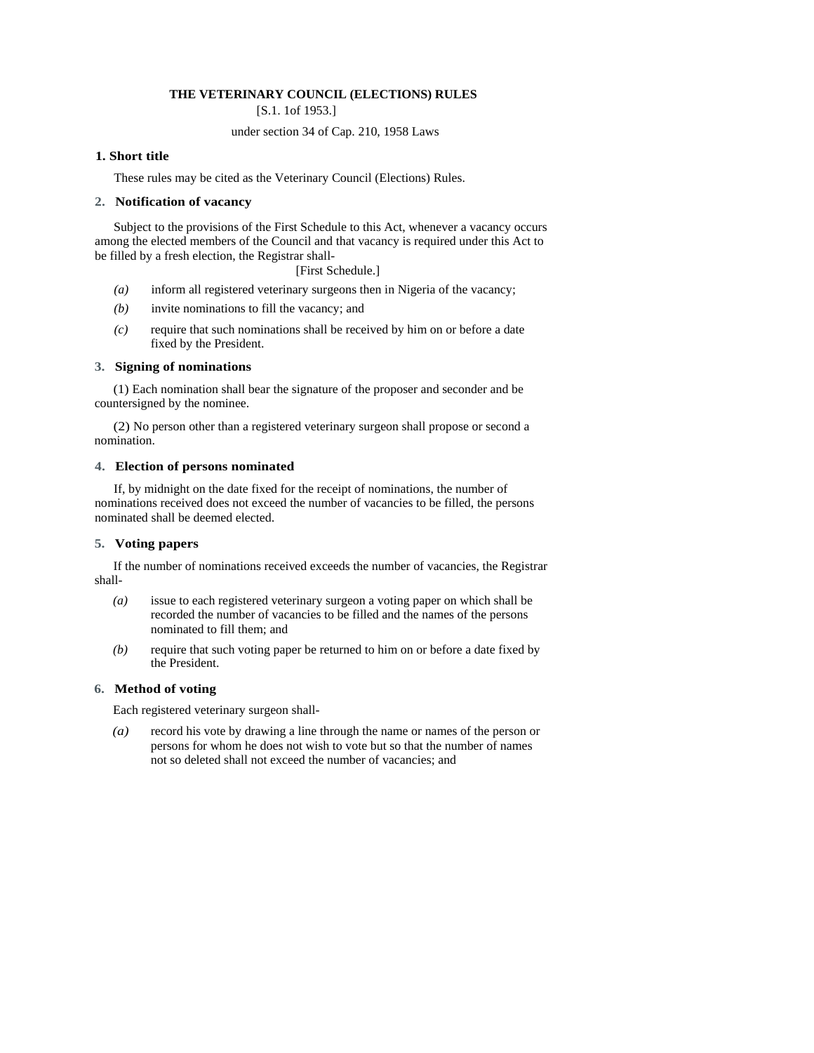**THE VETERINARY COUNCIL (ELECTIONS) RULES**

[S.1. 1of 1953.]

under section 34 of Cap. 210, 1958 Laws

### 1. Short title

These rules may be cited as the Veterinary Council (Elections) Rules.

### 2. Notification of vacancy

Subject to the provisions of the First Schedule to this Act, whenever a vacancy occurs among the elected members of the Council and that vacancy is required under this Act to be filled by a fresh election, the Registrar shall-

[First Schedule.]

*(a)* inform all registered veterinary surgeons then in Nigeria of the vacancy;

*(b)* invite nominations to fill the vacancy; and

*(c)* require that such nominations shall be received by him on or before a date fixed by the President.

### 3. Signing of nominations

(1) Each nomination shall bear the signature of the proposer and seconder and be countersigned by the nominee.

(2) No person other than a registered veterinary surgeon shall propose or second a nomination.

### 4. Election of persons nominated

If, by midnight on the date fixed for the receipt of nominations, the number of nominations received does not exceed the number of vacancies to be filled, the persons nominated shall be deemed elected.

### 5. Voting papers

If the number of nominations received exceeds the number of vacancies, the Registrar shall-

*(a)* issue to each registered veterinary surgeon a voting paper on which shall be recorded the number of vacancies to be filled and the names of the persons nominated to fill them; and

*(b)* require that such voting paper be returned to him on or before a date fixed by the President.

### 6. Method of voting

Each registered veterinary surgeon shall-

*(a)* record his vote by drawing a line through the name or names of the person or persons for whom he does not wish to vote but so that the number of names not so deleted shall not exceed the number of vacancies; and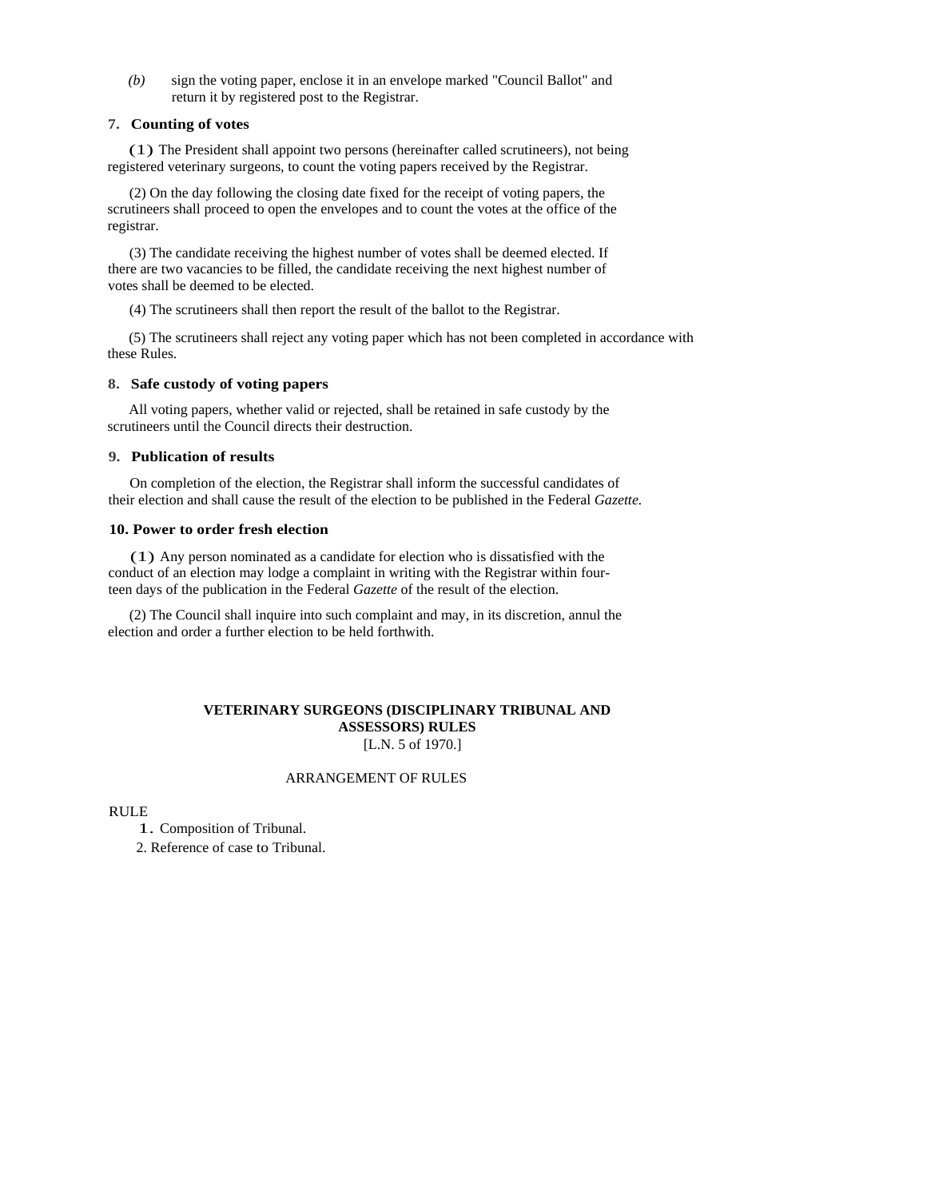*(b)* sign the voting paper, enclose it in an envelope marked "Council Ballot" and return it by registered post to the Registrar.

**7. Counting of votes**

(1) The President shall appoint two persons (hereinafter called scrutineers), not being registered veterinary surgeons, to count the voting papers received by the Registrar.

(2) On the day following the closing date fixed for the receipt of voting papers, the scrutineers shall proceed to open the envelopes and to count the votes at the office of the registrar.

(3) The candidate receiving the highest number of votes shall be deemed elected. If there are two vacancies to be filled, the candidate receiving the next highest number of votes shall be deemed to be elected.

(4) The scrutineers shall then report the result of the ballot to the Registrar.

(5) The scrutineers shall reject any voting paper which has not been completed in accordance with these Rules.

**8. Safe custody of voting papers**

All voting papers, whether valid or rejected, shall be retained in safe custody by the scrutineers until the Council directs their destruction.

**9. Publication of results**

On completion of the election, the Registrar shall inform the successful candidates of their election and shall cause the result of the election to be published in the Federal *Gazette*.

**10. Power to order fresh election**

(1) Any person nominated as a candidate for election who is dissatisfied with the conduct of an election may lodge a complaint in writing with the Registrar within fourteen days of the publication in the Federal *Gazette* of the result of the election.

(2) The Council shall inquire into such complaint and may, in its discretion, annul the election and order a further election to be held forthwith.

## VETERINARY SURGEONS (DISCIPLINARY TRIBUNAL AND ASSESSORS) RULES

[L.N. 5 of 1970.]

ARRANGEMENT OF RULES

RULE

1. Composition of Tribunal.
2. Reference of case to Tribunal.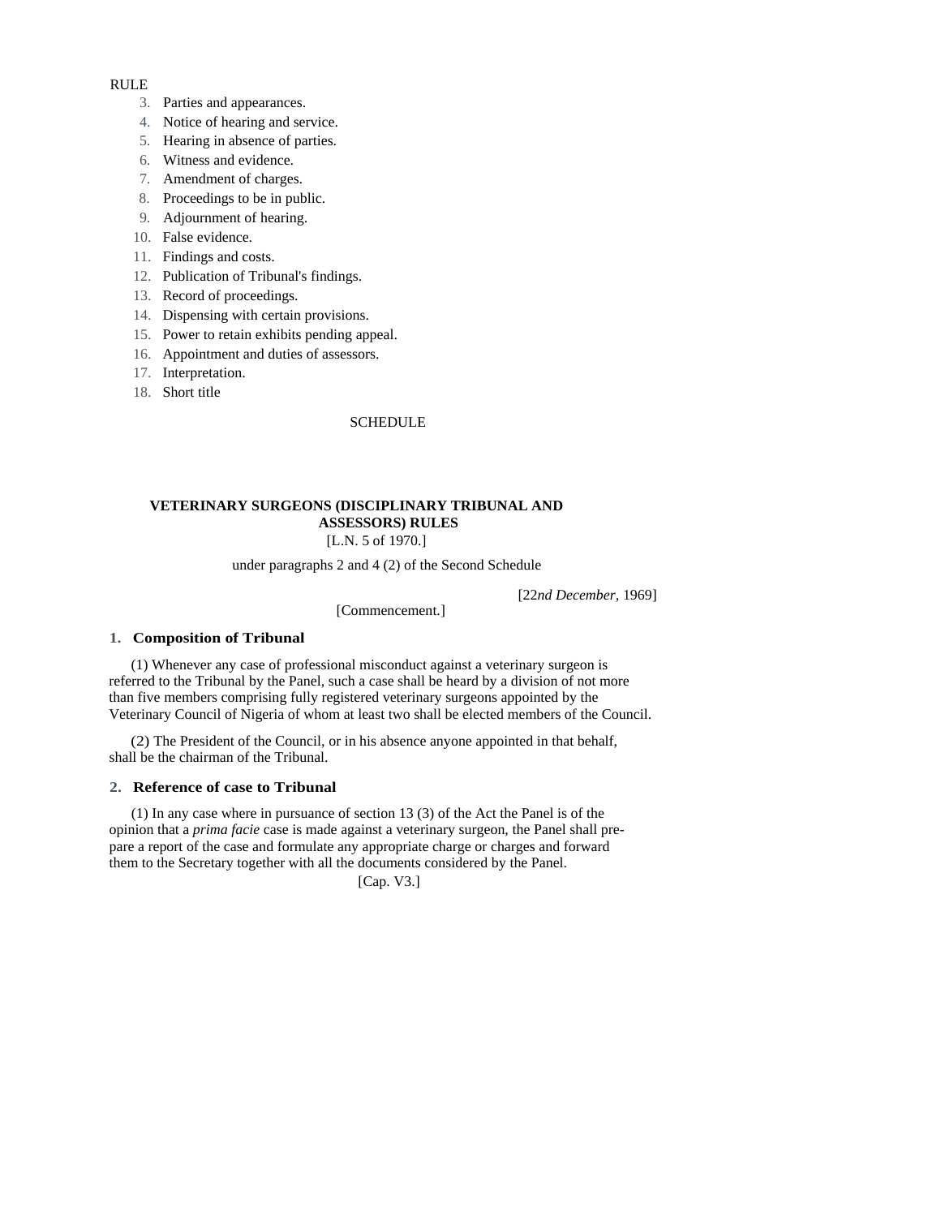RULE

3. Parties and appearances.
4. Notice of hearing and service.
5. Hearing in absence of parties.
6. Witness and evidence.
7. Amendment of charges.
8. Proceedings to be in public.
9. Adjournment of hearing.
10. False evidence.
11. Findings and costs.
12. Publication of Tribunal's findings.
13. Record of proceedings.
14. Dispensing with certain provisions.
15. Power to retain exhibits pending appeal.
16. Appointment and duties of assessors.
17. Interpretation.
18. Short title

SCHEDULE

## VETERINARY SURGEONS (DISCIPLINARY TRIBUNAL AND ASSESSORS) RULES

[L.N. 5 of 1970.]

under paragraphs 2 and 4 (2) of the Second Schedule

[22*nd December,* 1969]

[Commencement.]

### 1. Composition of Tribunal

(1) Whenever any case of professional misconduct against a veterinary surgeon is referred to the Tribunal by the Panel, such a case shall be heard by a division of not more than five members comprising fully registered veterinary surgeons appointed by the Veterinary Council of Nigeria of whom at least two shall be elected members of the Council.

(2) The President of the Council, or in his absence anyone appointed in that behalf, shall be the chairman of the Tribunal.

### 2. Reference of case to Tribunal

(1) In any case where in pursuance of section 13 (3) of the Act the Panel is of the opinion that a *prima facie* case is made against a veterinary surgeon, the Panel shall prepare a report of the case and formulate any appropriate charge or charges and forward them to the Secretary together with all the documents considered by the Panel.

[Cap. V3.]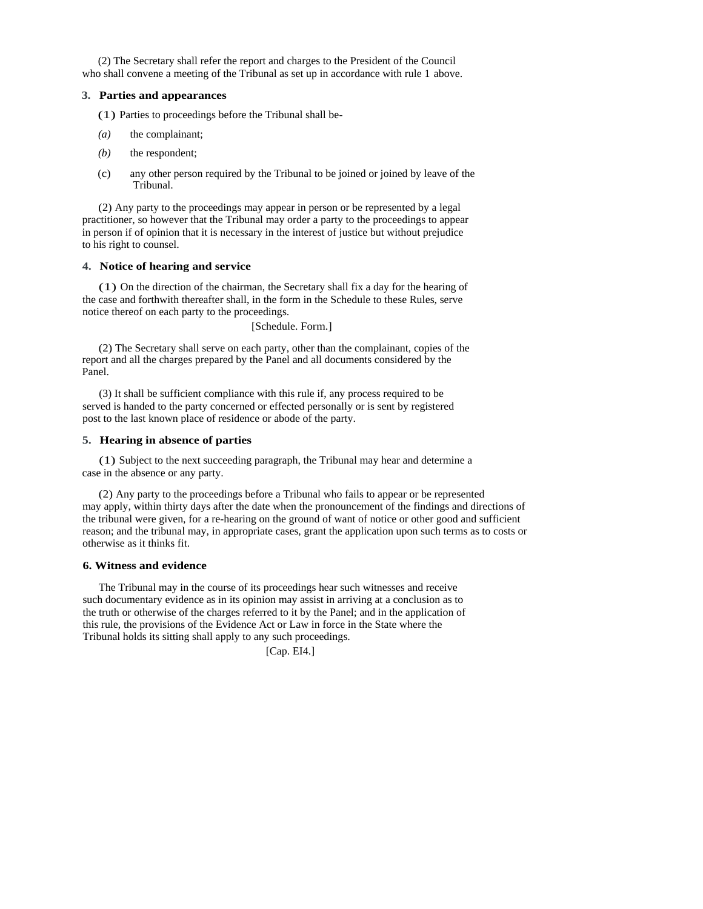(2) The Secretary shall refer the report and charges to the President of the Council who shall convene a meeting of the Tribunal as set up in accordance with rule 1 above.

### 3. Parties and appearances

(1) Parties to proceedings before the Tribunal shall be-

*(a)* the complainant;

*(b)* the respondent;

(c) any other person required by the Tribunal to be joined or joined by leave of the Tribunal.

(2) Any party to the proceedings may appear in person or be represented by a legal practitioner, so however that the Tribunal may order a party to the proceedings to appear in person if of opinion that it is necessary in the interest of justice but without prejudice to his right to counsel.

### 4. Notice of hearing and service

(1) On the direction of the chairman, the Secretary shall fix a day for the hearing of the case and forthwith thereafter shall, in the form in the Schedule to these Rules, serve notice thereof on each party to the proceedings.

[Schedule. Form.]

(2) The Secretary shall serve on each party, other than the complainant, copies of the report and all the charges prepared by the Panel and all documents considered by the Panel.

(3) It shall be sufficient compliance with this rule if, any process required to be served is handed to the party concerned or effected personally or is sent by registered post to the last known place of residence or abode of the party.

### 5. Hearing in absence of parties

(1) Subject to the next succeeding paragraph, the Tribunal may hear and determine a case in the absence or any party.

(2) Any party to the proceedings before a Tribunal who fails to appear or be represented may apply, within thirty days after the date when the pronouncement of the findings and directions of the tribunal were given, for a re-hearing on the ground of want of notice or other good and sufficient reason; and the tribunal may, in appropriate cases, grant the application upon such terms as to costs or otherwise as it thinks fit.

### 6. Witness and evidence

The Tribunal may in the course of its proceedings hear such witnesses and receive such documentary evidence as in its opinion may assist in arriving at a conclusion as to the truth or otherwise of the charges referred to it by the Panel; and in the application of this rule, the provisions of the Evidence Act or Law in force in the State where the Tribunal holds its sitting shall apply to any such proceedings.

[Cap. EI4.]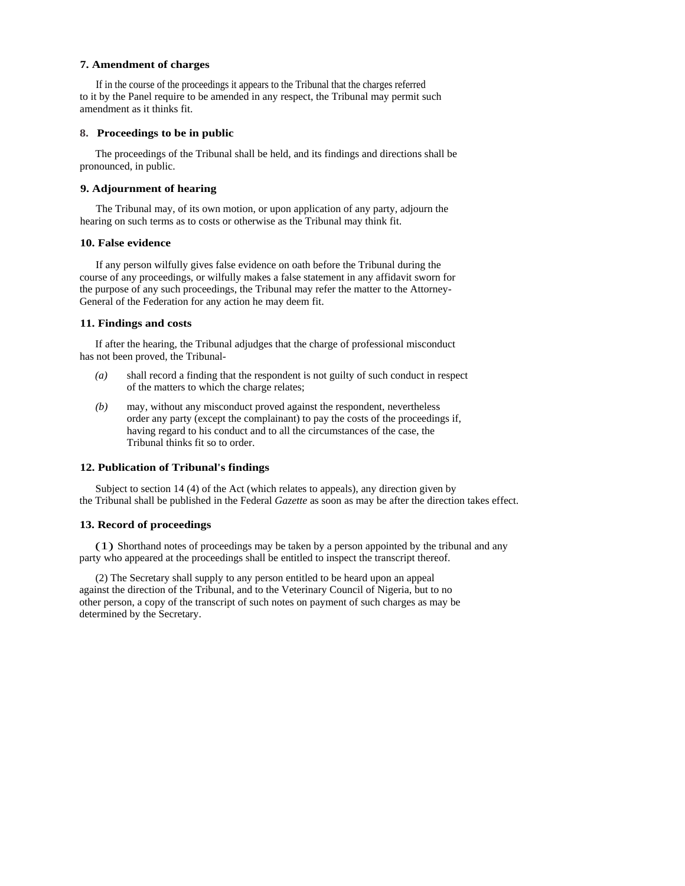**7. Amendment of charges**

If in the course of the proceedings it appears to the Tribunal that the charges referred to it by the Panel require to be amended in any respect, the Tribunal may permit such amendment as it thinks fit.

**8. Proceedings to be in public**

The proceedings of the Tribunal shall be held, and its findings and directions shall be pronounced, in public.

**9. Adjournment of hearing**

The Tribunal may, of its own motion, or upon application of any party, adjourn the hearing on such terms as to costs or otherwise as the Tribunal may think fit.

**10. False evidence**

If any person wilfully gives false evidence on oath before the Tribunal during the course of any proceedings, or wilfully makes a false statement in any affidavit sworn for the purpose of any such proceedings, the Tribunal may refer the matter to the Attorney-General of the Federation for any action he may deem fit.

**11. Findings and costs**

If after the hearing, the Tribunal adjudges that the charge of professional misconduct has not been proved, the Tribunal-

*(a)* shall record a finding that the respondent is not guilty of such conduct in respect of the matters to which the charge relates;

*(b)* may, without any misconduct proved against the respondent, nevertheless order any party (except the complainant) to pay the costs of the proceedings if, having regard to his conduct and to all the circumstances of the case, the Tribunal thinks fit so to order.

**12. Publication of Tribunal's findings**

Subject to section 14 (4) of the Act (which relates to appeals), any direction given by the Tribunal shall be published in the Federal *Gazette* as soon as may be after the direction takes effect.

**13. Record of proceedings**

(1) Shorthand notes of proceedings may be taken by a person appointed by the tribunal and any party who appeared at the proceedings shall be entitled to inspect the transcript thereof.

(2) The Secretary shall supply to any person entitled to be heard upon an appeal against the direction of the Tribunal, and to the Veterinary Council of Nigeria, but to no other person, a copy of the transcript of such notes on payment of such charges as may be determined by the Secretary.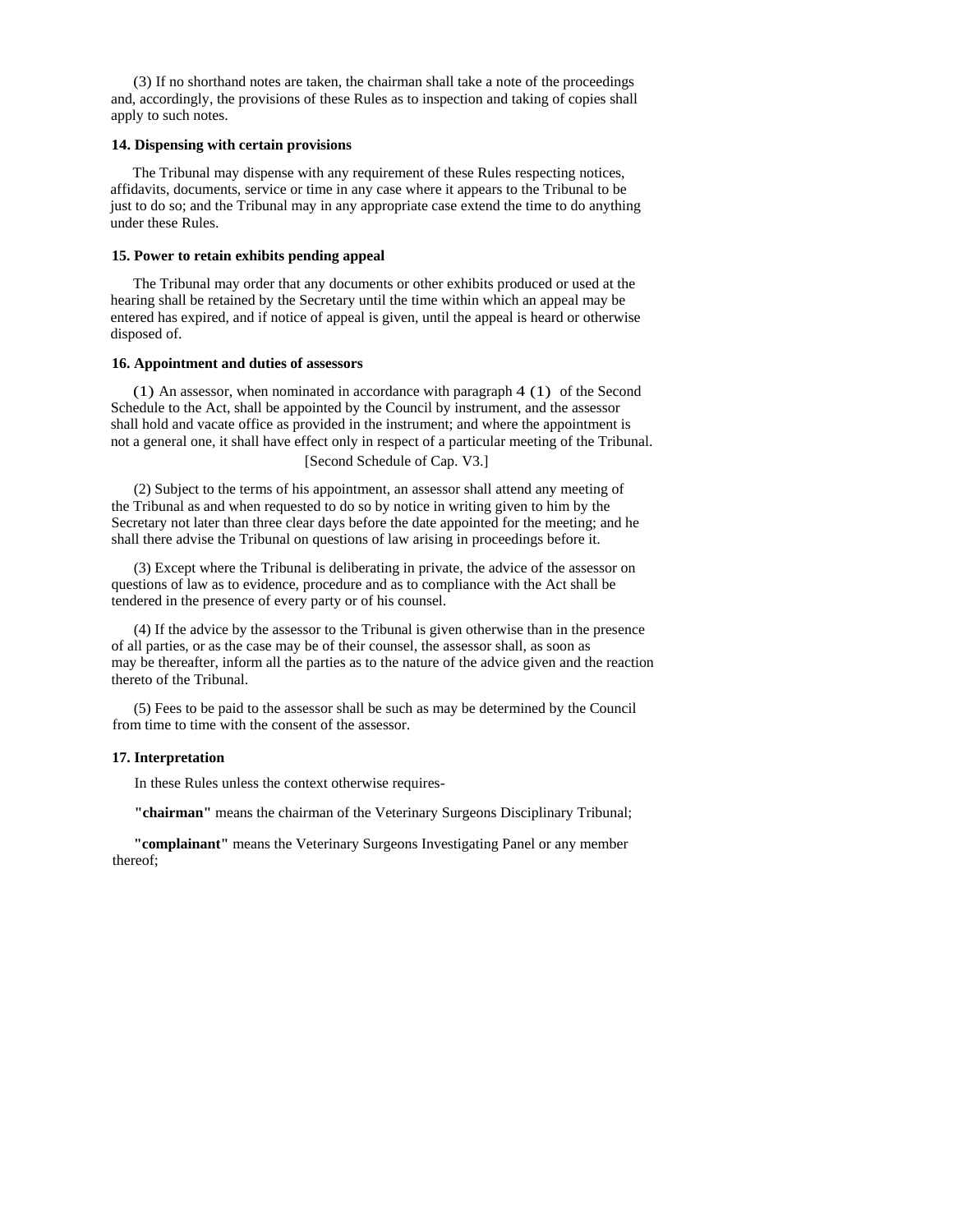(3) If no shorthand notes are taken, the chairman shall take a note of the proceedings and, accordingly, the provisions of these Rules as to inspection and taking of copies shall apply to such notes.

**14. Dispensing with certain provisions**

The Tribunal may dispense with any requirement of these Rules respecting notices, affidavits, documents, service or time in any case where it appears to the Tribunal to be just to do so; and the Tribunal may in any appropriate case extend the time to do anything under these Rules.

**15. Power to retain exhibits pending appeal**

The Tribunal may order that any documents or other exhibits produced or used at the hearing shall be retained by the Secretary until the time within which an appeal may be entered has expired, and if notice of appeal is given, until the appeal is heard or otherwise disposed of.

**16. Appointment and duties of assessors**

(1) An assessor, when nominated in accordance with paragraph 4 (1) of the Second Schedule to the Act, shall be appointed by the Council by instrument, and the assessor shall hold and vacate office as provided in the instrument; and where the appointment is not a general one, it shall have effect only in respect of a particular meeting of the Tribunal.

[Second Schedule of Cap. V3.]

(2) Subject to the terms of his appointment, an assessor shall attend any meeting of the Tribunal as and when requested to do so by notice in writing given to him by the Secretary not later than three clear days before the date appointed for the meeting; and he shall there advise the Tribunal on questions of law arising in proceedings before it.

(3) Except where the Tribunal is deliberating in private, the advice of the assessor on questions of law as to evidence, procedure and as to compliance with the Act shall be tendered in the presence of every party or of his counsel.

(4) If the advice by the assessor to the Tribunal is given otherwise than in the presence of all parties, or as the case may be of their counsel, the assessor shall, as soon as may be thereafter, inform all the parties as to the nature of the advice given and the reaction thereto of the Tribunal.

(5) Fees to be paid to the assessor shall be such as may be determined by the Council from time to time with the consent of the assessor.

**17. Interpretation**

In these Rules unless the context otherwise requires-

**"chairman"** means the chairman of the Veterinary Surgeons Disciplinary Tribunal;

**"complainant"** means the Veterinary Surgeons Investigating Panel or any member thereof;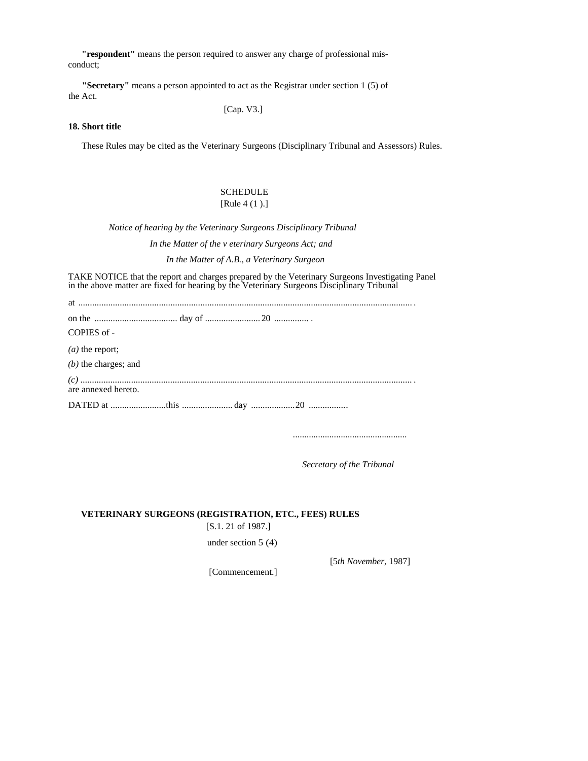**"respondent"** means the person required to answer any charge of professional misconduct;

**"Secretary"** means a person appointed to act as the Registrar under section 1 (5) of the Act.

[Cap. V3.]

**18. Short title**

These Rules may be cited as the Veterinary Surgeons (Disciplinary Tribunal and Assessors) Rules.

SCHEDULE

[Rule 4 (1 ).]

*Notice of hearing by the Veterinary Surgeons Disciplinary Tribunal*

*In the Matter of the v eterinary Surgeons Act; and*

*In the Matter of A.B., a Veterinary Surgeon*

TAKE NOTICE that the report and charges prepared by the Veterinary Surgeons Investigating Panel in the above matter are fixed for hearing by the Veterinary Surgeons Disciplinary Tribunal

at ................................................................................................................................................ .

on the .................................... day of ........................ 20 ............... .

COPIES of -

*(a)* the report;

*(b)* the charges; and

*(c)* ............................................................................................................................................... .
are annexed hereto.

DATED at ........................this ...................... day ................... 20 ................

.................................................

*Secretary of the Tribunal*

**VETERINARY SURGEONS (REGISTRATION, ETC., FEES) RULES**

[S.1. 21 of 1987.]

under section 5 (4)

[5*th November*, 1987]

[Commencement.]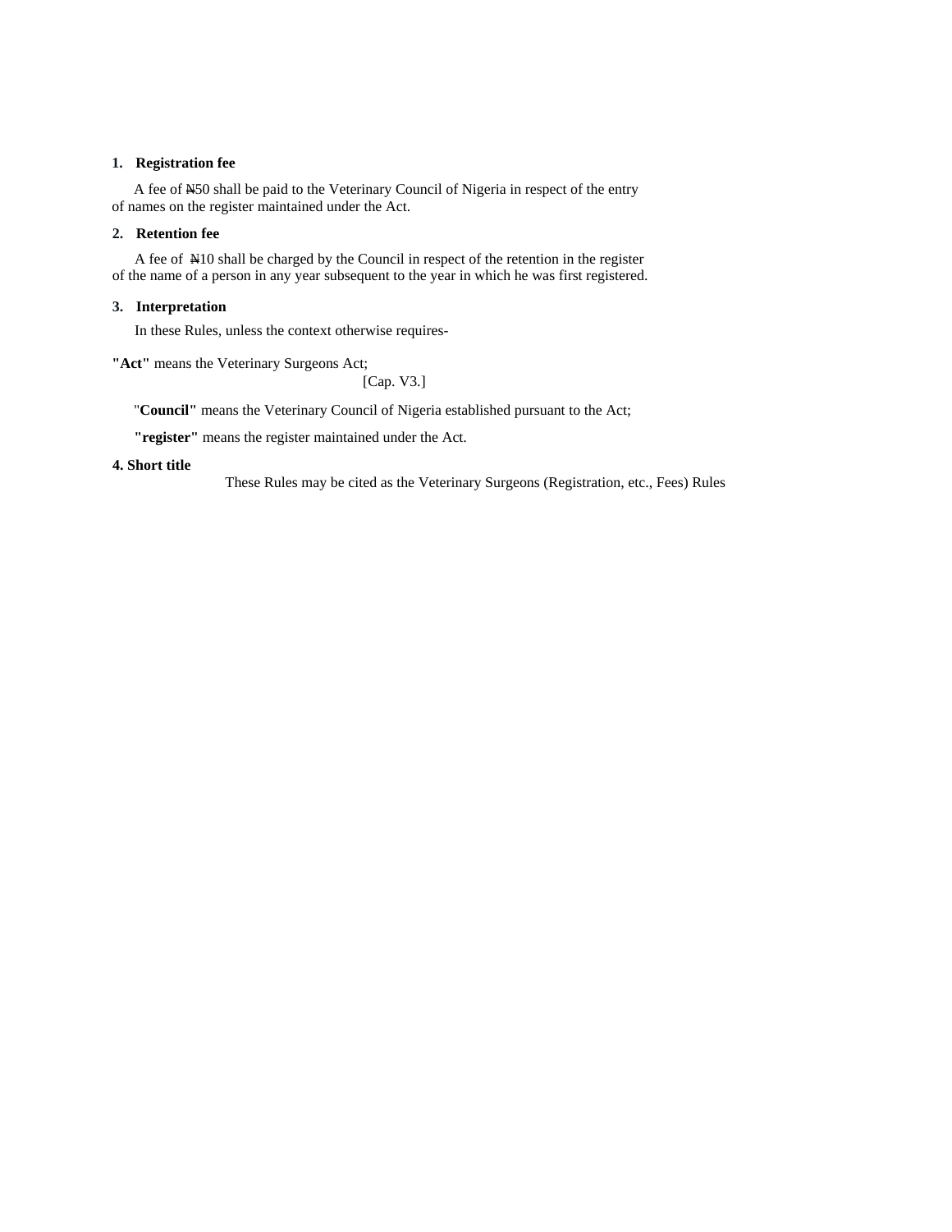**1. Registration fee**

A fee of ₦50 shall be paid to the Veterinary Council of Nigeria in respect of the entry of names on the register maintained under the Act.

**2. Retention fee**

A fee of ₦10 shall be charged by the Council in respect of the retention in the register of the name of a person in any year subsequent to the year in which he was first registered.

**3. Interpretation**

In these Rules, unless the context otherwise requires-

**"Act"** means the Veterinary Surgeons Act;

[Cap. V3.]

"**Council"** means the Veterinary Council of Nigeria established pursuant to the Act;

**"register"** means the register maintained under the Act.

**4. Short title**

These Rules may be cited as the Veterinary Surgeons (Registration, etc., Fees) Rules